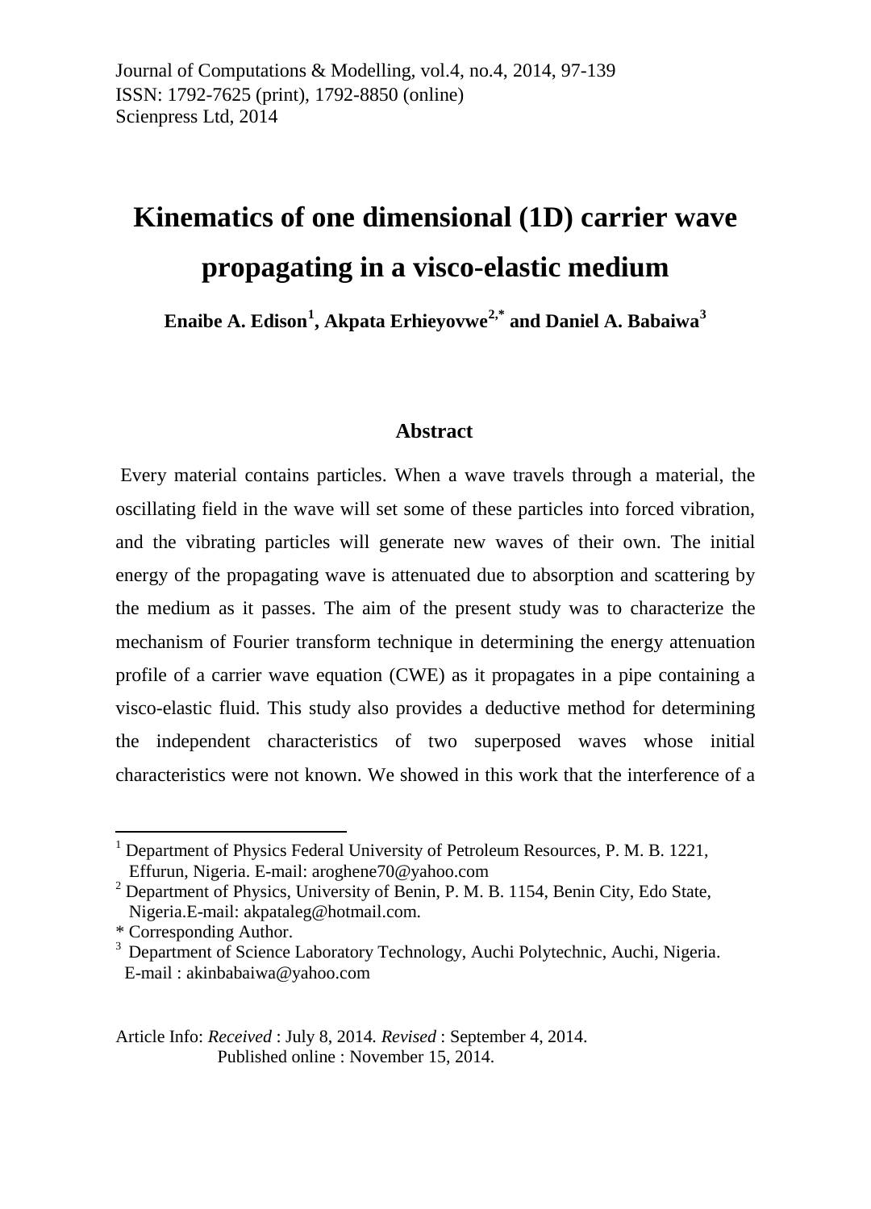# Kinematics of one dimensional (1D) carrier wave propagating in a visco-elastic medium

**Enaibe A. Edison[1], Akpata Erhieyovwe[2,*] and Daniel A. Babaiwa[3]**

## Abstract

Every material contains particles. When a wave travels through a material, the oscillating field in the wave will set some of these particles into forced vibration, and the vibrating particles will generate new waves of their own. The initial energy of the propagating wave is attenuated due to absorption and scattering by the medium as it passes. The aim of the present study was to characterize the mechanism of Fourier transform technique in determining the energy attenuation profile of a carrier wave equation (CWE) as it propagates in a pipe containing a visco-elastic fluid. This study also provides a deductive method for determining the independent characteristics of two superposed waves whose initial characteristics were not known. We showed in this work that the interference of a

---

[1] Department of Physics Federal University of Petroleum Resources, P. M. B. 1221, Effurun, Nigeria. E-mail: aroghene70@yahoo.com

[2] Department of Physics, University of Benin, P. M. B. 1154, Benin City, Edo State, Nigeria.E-mail: akpataleg@hotmail.com.

\* Corresponding Author.

[3] Department of Science Laboratory Technology, Auchi Polytechnic, Auchi, Nigeria. E-mail : akinbabaiwa@yahoo.com

Article Info: *Received* : July 8, 2014. *Revised* : September 4, 2014. Published online : November 15, 2014.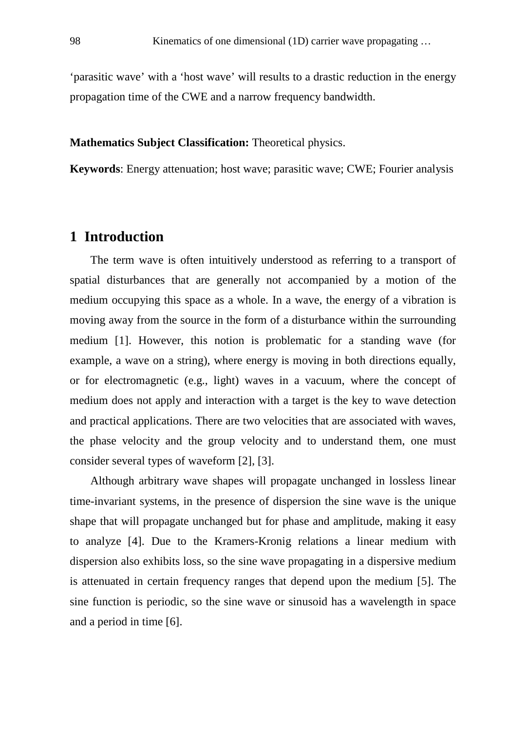'parasitic wave' with a 'host wave' will results to a drastic reduction in the energy propagation time of the CWE and a narrow frequency bandwidth.

**Mathematics Subject Classification:** Theoretical physics.

**Keywords**: Energy attenuation; host wave; parasitic wave; CWE; Fourier analysis

## 1 Introduction

The term wave is often intuitively understood as referring to a transport of spatial disturbances that are generally not accompanied by a motion of the medium occupying this space as a whole. In a wave, the energy of a vibration is moving away from the source in the form of a disturbance within the surrounding medium [1]. However, this notion is problematic for a standing wave (for example, a wave on a string), where energy is moving in both directions equally, or for electromagnetic (e.g., light) waves in a vacuum, where the concept of medium does not apply and interaction with a target is the key to wave detection and practical applications. There are two velocities that are associated with waves, the phase velocity and the group velocity and to understand them, one must consider several types of waveform [2], [3].

Although arbitrary wave shapes will propagate unchanged in lossless linear time-invariant systems, in the presence of dispersion the sine wave is the unique shape that will propagate unchanged but for phase and amplitude, making it easy to analyze [4]. Due to the Kramers-Kronig relations a linear medium with dispersion also exhibits loss, so the sine wave propagating in a dispersive medium is attenuated in certain frequency ranges that depend upon the medium [5]. The sine function is periodic, so the sine wave or sinusoid has a wavelength in space and a period in time [6].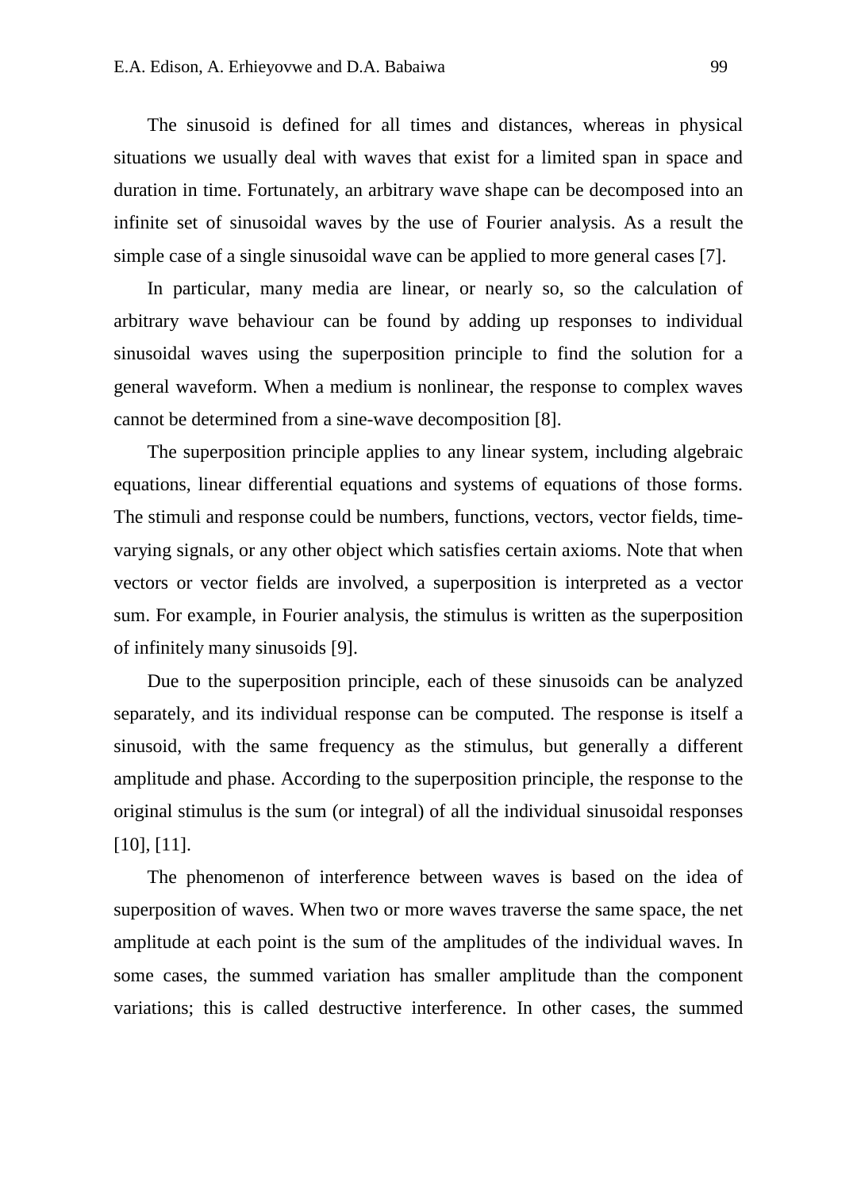The sinusoid is defined for all times and distances, whereas in physical situations we usually deal with waves that exist for a limited span in space and duration in time. Fortunately, an arbitrary wave shape can be decomposed into an infinite set of sinusoidal waves by the use of Fourier analysis. As a result the simple case of a single sinusoidal wave can be applied to more general cases [7].

In particular, many media are linear, or nearly so, so the calculation of arbitrary wave behaviour can be found by adding up responses to individual sinusoidal waves using the superposition principle to find the solution for a general waveform. When a medium is nonlinear, the response to complex waves cannot be determined from a sine-wave decomposition [8].

The superposition principle applies to any linear system, including algebraic equations, linear differential equations and systems of equations of those forms. The stimuli and response could be numbers, functions, vectors, vector fields, time-varying signals, or any other object which satisfies certain axioms. Note that when vectors or vector fields are involved, a superposition is interpreted as a vector sum. For example, in Fourier analysis, the stimulus is written as the superposition of infinitely many sinusoids [9].

Due to the superposition principle, each of these sinusoids can be analyzed separately, and its individual response can be computed. The response is itself a sinusoid, with the same frequency as the stimulus, but generally a different amplitude and phase. According to the superposition principle, the response to the original stimulus is the sum (or integral) of all the individual sinusoidal responses [10], [11].

The phenomenon of interference between waves is based on the idea of superposition of waves. When two or more waves traverse the same space, the net amplitude at each point is the sum of the amplitudes of the individual waves. In some cases, the summed variation has smaller amplitude than the component variations; this is called destructive interference. In other cases, the summed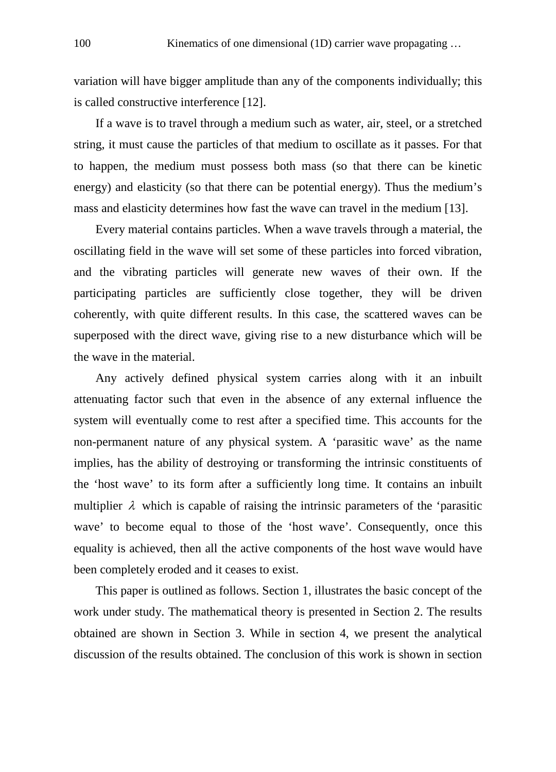variation will have bigger amplitude than any of the components individually; this is called constructive interference [12].

If a wave is to travel through a medium such as water, air, steel, or a stretched string, it must cause the particles of that medium to oscillate as it passes. For that to happen, the medium must possess both mass (so that there can be kinetic energy) and elasticity (so that there can be potential energy). Thus the medium's mass and elasticity determines how fast the wave can travel in the medium [13].

Every material contains particles. When a wave travels through a material, the oscillating field in the wave will set some of these particles into forced vibration, and the vibrating particles will generate new waves of their own. If the participating particles are sufficiently close together, they will be driven coherently, with quite different results. In this case, the scattered waves can be superposed with the direct wave, giving rise to a new disturbance which will be the wave in the material.

Any actively defined physical system carries along with it an inbuilt attenuating factor such that even in the absence of any external influence the system will eventually come to rest after a specified time. This accounts for the non-permanent nature of any physical system. A 'parasitic wave' as the name implies, has the ability of destroying or transforming the intrinsic constituents of the 'host wave' to its form after a sufficiently long time. It contains an inbuilt multiplier $\lambda$ which is capable of raising the intrinsic parameters of the 'parasitic wave' to become equal to those of the 'host wave'. Consequently, once this equality is achieved, then all the active components of the host wave would have been completely eroded and it ceases to exist.

This paper is outlined as follows. Section 1, illustrates the basic concept of the work under study. The mathematical theory is presented in Section 2. The results obtained are shown in Section 3. While in section 4, we present the analytical discussion of the results obtained. The conclusion of this work is shown in section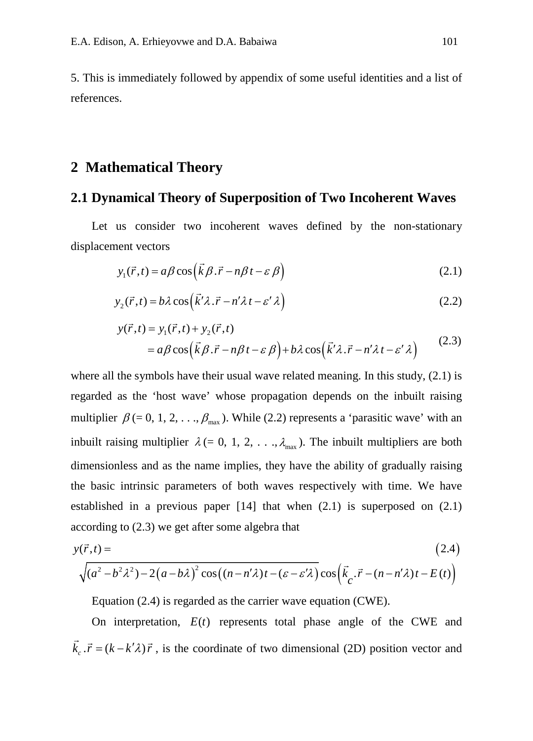5. This is immediately followed by appendix of some useful identities and a list of references.

## 2 Mathematical Theory

### 2.1 Dynamical Theory of Superposition of Two Incoherent Waves

Let us consider two incoherent waves defined by the non-stationary displacement vectors

$$y_1(\vec{r},t) = a\beta \cos\left(\vec{k}\beta.\vec{r} - n\beta t - \varepsilon\,\beta\right) \tag{2.1}$$

$$y_2(\vec{r},t) = b\lambda \cos\left(\vec{k}'\lambda.\vec{r} - n'\lambda t - \varepsilon'\,\lambda\right) \tag{2.2}$$

$$\begin{aligned} y(\vec{r},t) &= y_1(\vec{r},t) + y_2(\vec{r},t) \\ &= a\beta\cos\left(\vec{k}\beta.\vec{r} - n\beta t - \varepsilon\,\beta\right) + b\lambda\cos\left(\vec{k}'\lambda.\vec{r} - n'\lambda t - \varepsilon'\,\lambda\right) \end{aligned} \tag{2.3}$$

where all the symbols have their usual wave related meaning. In this study, (2.1) is regarded as the 'host wave' whose propagation depends on the inbuilt raising multiplier $\beta\,(= 0, 1, 2, \ldots, \beta_{\max})$. While (2.2) represents a 'parasitic wave' with an inbuilt raising multiplier $\lambda\,(= 0, 1, 2, \ldots, \lambda_{\max})$. The inbuilt multipliers are both dimensionless and as the name implies, they have the ability of gradually raising the basic intrinsic parameters of both waves respectively with time. We have established in a previous paper [14] that when (2.1) is superposed on (2.1) according to (2.3) we get after some algebra that

$$y(\vec{r},t) = \sqrt{(a^2 - b^2\lambda^2) - 2\left(a - b\lambda\right)^2 \cos\left((n - n'\lambda)t - (\varepsilon - \varepsilon'\lambda\right)}\cos\left(\vec{k}_c.\vec{r} - (n - n'\lambda)t - E(t)\right) \tag{2.4}$$

Equation (2.4) is regarded as the carrier wave equation (CWE).

On interpretation, $E(t)$ represents total phase angle of the CWE and $\vec{k}_c.\vec{r} = (k - k'\lambda)\,\vec{r}$, is the coordinate of two dimensional (2D) position vector and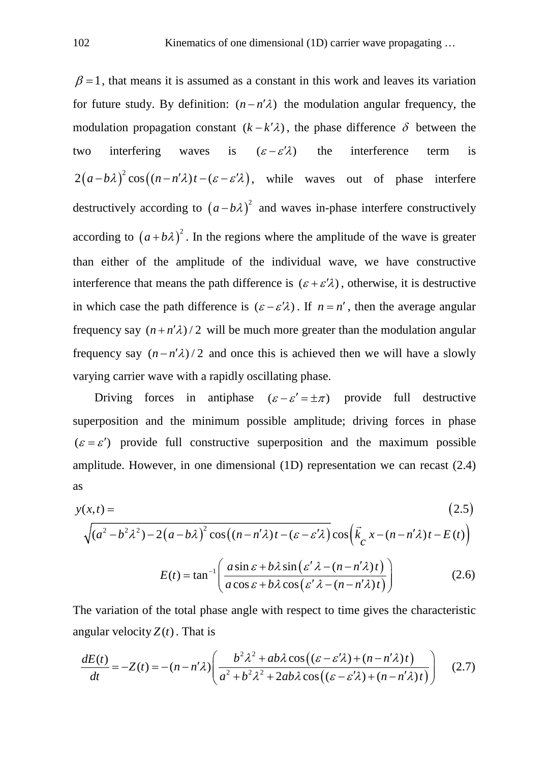$\beta = 1$, that means it is assumed as a constant in this work and leaves its variation for future study. By definition: $(n - n'\lambda)$ the modulation angular frequency, the modulation propagation constant $(k - k'\lambda)$, the phase difference $\delta$ between the two interfering waves is $(\varepsilon - \varepsilon'\lambda)$ the interference term is $2\left(a - b\lambda\right)^2 \cos\left((n - n'\lambda)t - (\varepsilon - \varepsilon'\lambda\right)$, while waves out of phase interfere destructively according to $\left(a - b\lambda\right)^2$ and waves in-phase interfere constructively according to $\left(a + b\lambda\right)^2$. In the regions where the amplitude of the wave is greater than either of the amplitude of the individual wave, we have constructive interference that means the path difference is $(\varepsilon + \varepsilon'\lambda)$, otherwise, it is destructive in which case the path difference is $(\varepsilon - \varepsilon'\lambda)$. If $n = n'$, then the average angular frequency say $(n + n'\lambda)/2$ will be much more greater than the modulation angular frequency say $(n - n'\lambda)/2$ and once this is achieved then we will have a slowly varying carrier wave with a rapidly oscillating phase.

Driving forces in antiphase $(\varepsilon - \varepsilon' = \pm\pi)$ provide full destructive superposition and the minimum possible amplitude; driving forces in phase $(\varepsilon = \varepsilon')$ provide full constructive superposition and the maximum possible amplitude. However, in one dimensional (1D) representation we can recast (2.4) as

$$y(x,t) = \tag{2.5}$$
$$\sqrt{(a^2 - b^2\lambda^2) - 2\left(a - b\lambda\right)^2 \cos\left((n - n'\lambda)t - (\varepsilon - \varepsilon'\lambda\right)} \cos\left(\vec{k}_c\, x - (n - n'\lambda)t - E(t)\right)$$

$$E(t) = \tan^{-1}\left(\frac{a\sin\varepsilon + b\lambda \sin\left(\varepsilon'\lambda - (n - n'\lambda)t\right)}{a\cos\varepsilon + b\lambda\cos\left(\varepsilon'\lambda - (n - n'\lambda)t\right)}\right) \tag{2.6}$$

The variation of the total phase angle with respect to time gives the characteristic angular velocity $Z(t)$. That is

$$\frac{dE(t)}{dt} = -Z(t) = -(n - n'\lambda)\left(\frac{b^2\lambda^2 + ab\lambda\cos\left((\varepsilon - \varepsilon'\lambda) + (n - n'\lambda)t\right)}{a^2 + b^2\lambda^2 + 2ab\lambda\cos\left((\varepsilon - \varepsilon'\lambda) + (n - n'\lambda)t\right)}\right) \tag{2.7}$$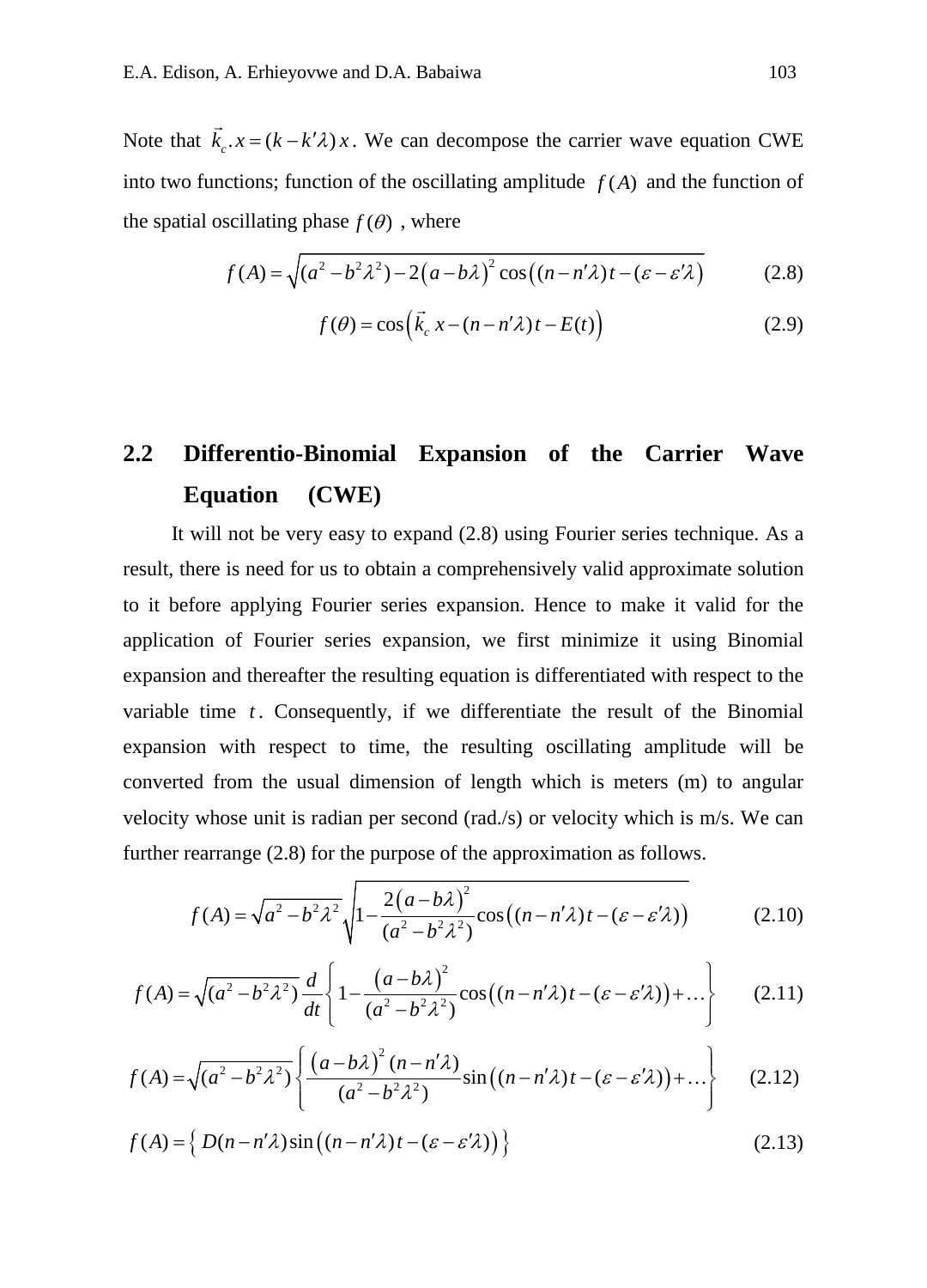Note that $\vec{k}_c . x = (k - k'\lambda)\, x$. We can decompose the carrier wave equation CWE into two functions; function of the oscillating amplitude $f(A)$ and the function of the spatial oscillating phase $f(\theta)$ , where

$$f(A) = \sqrt{(a^2 - b^2\lambda^2) - 2\left(a - b\lambda\right)^2 \cos\left((n - n'\lambda)t - (\varepsilon - \varepsilon'\lambda\right)} \tag{2.8}$$

$$f(\theta) = \cos\left(\vec{k}_c\, x - (n - n'\lambda)t - E(t)\right) \tag{2.9}$$

## 2.2 Differentio-Binomial Expansion of the Carrier Wave Equation (CWE)

It will not be very easy to expand (2.8) using Fourier series technique. As a result, there is need for us to obtain a comprehensively valid approximate solution to it before applying Fourier series expansion. Hence to make it valid for the application of Fourier series expansion, we first minimize it using Binomial expansion and thereafter the resulting equation is differentiated with respect to the variable time $t$. Consequently, if we differentiate the result of the Binomial expansion with respect to time, the resulting oscillating amplitude will be converted from the usual dimension of length which is meters (m) to angular velocity whose unit is radian per second (rad./s) or velocity which is m/s. We can further rearrange (2.8) for the purpose of the approximation as follows.

$$f(A) = \sqrt{a^2 - b^2\lambda^2}\sqrt{1 - \frac{2\left(a - b\lambda\right)^2}{(a^2 - b^2\lambda^2)}\cos\left((n - n'\lambda)t - (\varepsilon - \varepsilon'\lambda)\right)} \tag{2.10}$$

$$f(A) = \sqrt{(a^2 - b^2\lambda^2)}\,\frac{d}{dt}\left\{1 - \frac{\left(a - b\lambda\right)^2}{(a^2 - b^2\lambda^2)}\cos\left((n - n'\lambda)t - (\varepsilon - \varepsilon'\lambda)\right) + \ldots\right\} \tag{2.11}$$

$$f(A) = \sqrt{(a^2 - b^2\lambda^2)}\left\{\frac{\left(a - b\lambda\right)^2 (n - n'\lambda)}{(a^2 - b^2\lambda^2)}\sin\left((n - n'\lambda)t - (\varepsilon - \varepsilon'\lambda)\right) + \ldots\right\} \tag{2.12}$$

$$f(A) = \left\{\, D(n - n'\lambda)\sin\left((n - n'\lambda)t - (\varepsilon - \varepsilon'\lambda)\right)\right\} \tag{2.13}$$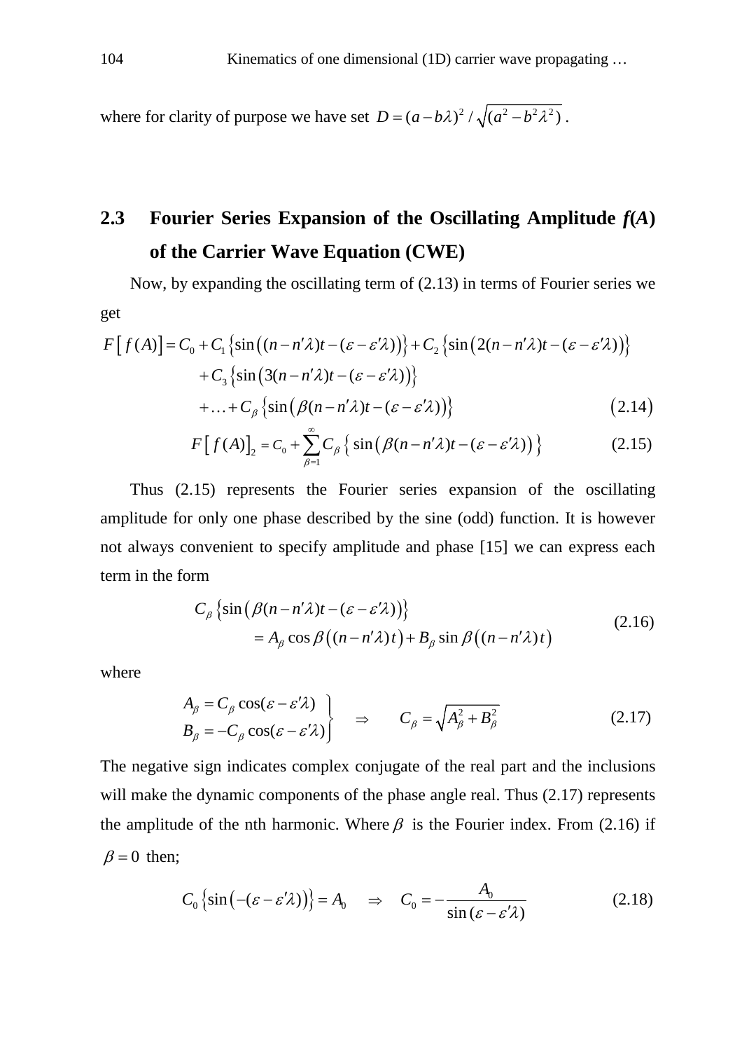where for clarity of purpose we have set $D = (a - b\lambda)^2 / \sqrt{(a^2 - b^2\lambda^2)}$ .

## 2.3 Fourier Series Expansion of the Oscillating Amplitude *f*(*A*) of the Carrier Wave Equation (CWE)

Now, by expanding the oscillating term of (2.13) in terms of Fourier series we get

$$
\begin{aligned}
F\left[f(A)\right] = C_0 &+ C_1\left\{\sin\left((n - n'\lambda)t - (\varepsilon - \varepsilon'\lambda)\right)\right\} + C_2\left\{\sin\left(2(n - n'\lambda)t - (\varepsilon - \varepsilon'\lambda)\right)\right\} \\
&+ C_3\left\{\sin\left(3(n - n'\lambda)t - (\varepsilon - \varepsilon'\lambda)\right)\right\} \\
&+ \ldots + C_\beta\left\{\sin\left(\beta(n - n'\lambda)t - (\varepsilon - \varepsilon'\lambda)\right)\right\} \qquad (2.14)
\end{aligned}
$$

$$
F\left[f(A)\right]_2 = C_0 + \sum_{\beta=1}^{\infty} C_\beta\left\{\sin\left(\beta(n - n'\lambda)t - (\varepsilon - \varepsilon'\lambda)\right)\right\} \qquad (2.15)
$$

Thus (2.15) represents the Fourier series expansion of the oscillating amplitude for only one phase described by the sine (odd) function. It is however not always convenient to specify amplitude and phase [15] we can express each term in the form

$$
\begin{aligned}
&C_\beta\left\{\sin\left(\beta(n - n'\lambda)t - (\varepsilon - \varepsilon'\lambda)\right)\right\} \\
&\quad = A_\beta \cos\beta\left((n - n'\lambda)t\right) + B_\beta \sin\beta\left((n - n'\lambda)t\right)
\end{aligned} \qquad (2.16)
$$

where

$$
\left.\begin{aligned}
A_\beta &= C_\beta \cos(\varepsilon - \varepsilon'\lambda) \\
B_\beta &= -C_\beta \cos(\varepsilon - \varepsilon'\lambda)
\end{aligned}\right\} \quad \Rightarrow \quad C_\beta = \sqrt{A_\beta^2 + B_\beta^2} \qquad (2.17)
$$

The negative sign indicates complex conjugate of the real part and the inclusions will make the dynamic components of the phase angle real. Thus (2.17) represents the amplitude of the nth harmonic. Where $\beta$ is the Fourier index. From (2.16) if $\beta = 0$ then;

$$
C_0\left\{\sin\left(-(\varepsilon - \varepsilon'\lambda)\right)\right\} = A_0 \quad \Rightarrow \quad C_0 = -\frac{A_0}{\sin(\varepsilon - \varepsilon'\lambda)} \qquad (2.18)
$$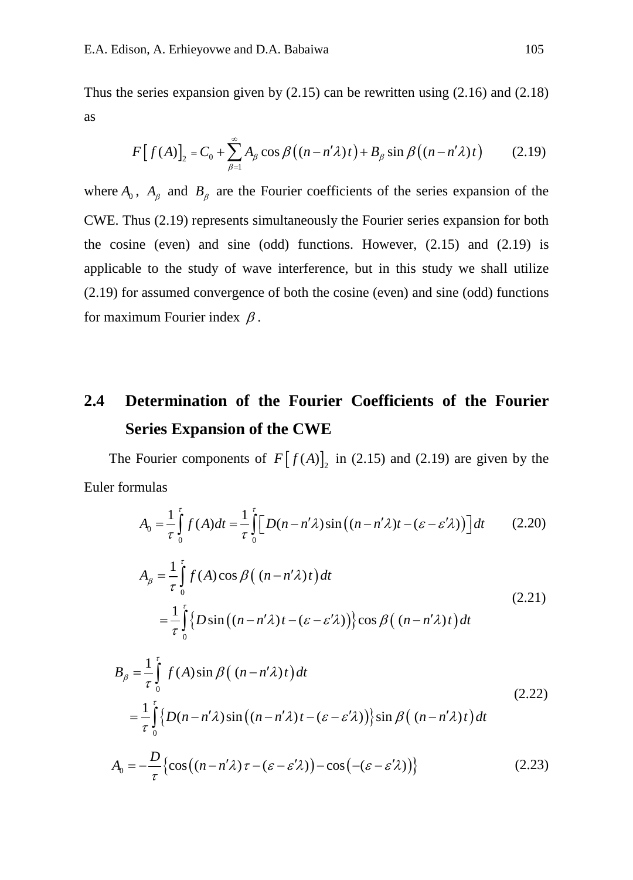Thus the series expansion given by (2.15) can be rewritten using (2.16) and (2.18) as

$$F\left[f(A)\right]_2 = C_0 + \sum_{\beta=1}^{\infty} A_\beta \cos\beta\left((n-n'\lambda)t\right) + B_\beta \sin\beta\left((n-n'\lambda)t\right) \tag{2.19}$$

where $A_0$, $A_\beta$ and $B_\beta$ are the Fourier coefficients of the series expansion of the CWE. Thus (2.19) represents simultaneously the Fourier series expansion for both the cosine (even) and sine (odd) functions. However, (2.15) and (2.19) is applicable to the study of wave interference, but in this study we shall utilize (2.19) for assumed convergence of both the cosine (even) and sine (odd) functions for maximum Fourier index $\beta$.

## 2.4 Determination of the Fourier Coefficients of the Fourier Series Expansion of the CWE

The Fourier components of $F\left[f(A)\right]_2$ in (2.15) and (2.19) are given by the Euler formulas

$$A_0 = \frac{1}{\tau}\int_0^\tau f(A)dt = \frac{1}{\tau}\int_0^\tau \left[D(n-n'\lambda)\sin\left((n-n'\lambda)t-(\varepsilon-\varepsilon'\lambda)\right)\right]dt \tag{2.20}$$

$$\begin{aligned} A_\beta &= \frac{1}{\tau}\int_0^\tau f(A)\cos\beta\left((n-n'\lambda)t\right)dt \\ &= \frac{1}{\tau}\int_0^\tau \left\{D\sin\left((n-n'\lambda)t-(\varepsilon-\varepsilon'\lambda)\right)\right\}\cos\beta\left((n-n'\lambda)t\right)dt \end{aligned} \tag{2.21}$$

$$\begin{aligned} B_\beta &= \frac{1}{\tau}\int_0^\tau f(A)\sin\beta\left((n-n'\lambda)t\right)dt \\ &= \frac{1}{\tau}\int_0^\tau \left\{D(n-n'\lambda)\sin\left((n-n'\lambda)t-(\varepsilon-\varepsilon'\lambda)\right)\right\}\sin\beta\left((n-n'\lambda)t\right)dt \end{aligned} \tag{2.22}$$

$$A_0 = -\frac{D}{\tau}\left\{\cos\left((n-n'\lambda)\tau-(\varepsilon-\varepsilon'\lambda)\right)-\cos\left(-(\varepsilon-\varepsilon'\lambda)\right)\right\} \tag{2.23}$$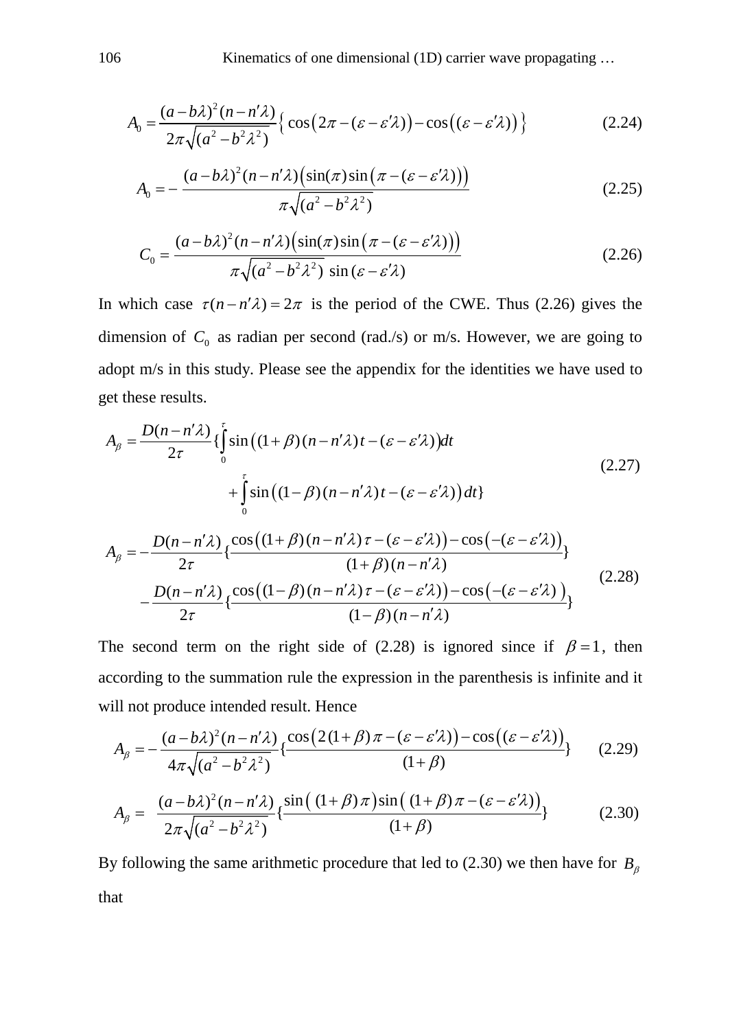$$A_0 = \frac{(a-b\lambda)^2(n-n'\lambda)}{2\pi\sqrt{(a^2-b^2\lambda^2)}}\left\{ \cos\left(2\pi-(\varepsilon-\varepsilon'\lambda)\right)-\cos\left((\varepsilon-\varepsilon'\lambda)\right) \right\} \tag{2.24}$$

$$A_0 = -\frac{(a-b\lambda)^2(n-n'\lambda)\left(\sin(\pi)\sin\left(\pi-(\varepsilon-\varepsilon'\lambda)\right)\right)}{\pi\sqrt{(a^2-b^2\lambda^2)}} \tag{2.25}$$

$$C_0 = \frac{(a-b\lambda)^2(n-n'\lambda)\left(\sin(\pi)\sin\left(\pi-(\varepsilon-\varepsilon'\lambda)\right)\right)}{\pi\sqrt{(a^2-b^2\lambda^2)}\ \sin(\varepsilon-\varepsilon'\lambda)} \tag{2.26}$$

In which case $\tau(n-n'\lambda)=2\pi$ is the period of the CWE. Thus (2.26) gives the dimension of $C_0$ as radian per second (rad./s) or m/s. However, we are going to adopt m/s in this study. Please see the appendix for the identities we have used to get these results.

$$A_\beta = \frac{D(n-n'\lambda)}{2\tau}\{\int_0^\tau \sin\left((1+\beta)(n-n'\lambda)t-(\varepsilon-\varepsilon'\lambda)\right)dt + \int_0^\tau \sin\left((1-\beta)(n-n'\lambda)t-(\varepsilon-\varepsilon'\lambda)\right)dt\} \tag{2.27}$$

$$A_\beta = -\frac{D(n-n'\lambda)}{2\tau}\{\frac{\cos\left((1+\beta)(n-n'\lambda)\tau-(\varepsilon-\varepsilon'\lambda)\right)-\cos\left(-(\varepsilon-\varepsilon'\lambda)\right)}{(1+\beta)(n-n'\lambda)}\} - \frac{D(n-n'\lambda)}{2\tau}\{\frac{\cos\left((1-\beta)(n-n'\lambda)\tau-(\varepsilon-\varepsilon'\lambda)\right)-\cos\left(-(\varepsilon-\varepsilon'\lambda)\right)}{(1-\beta)(n-n'\lambda)}\} \tag{2.28}$$

The second term on the right side of (2.28) is ignored since if $\beta=1$, then according to the summation rule the expression in the parenthesis is infinite and it will not produce intended result. Hence

$$A_\beta = -\frac{(a-b\lambda)^2(n-n'\lambda)}{4\pi\sqrt{(a^2-b^2\lambda^2)}}\{\frac{\cos\left(2(1+\beta)\pi-(\varepsilon-\varepsilon'\lambda)\right)-\cos\left((\varepsilon-\varepsilon'\lambda)\right)}{(1+\beta)}\} \tag{2.29}$$

$$A_\beta = \frac{(a-b\lambda)^2(n-n'\lambda)}{2\pi\sqrt{(a^2-b^2\lambda^2)}}\{\frac{\sin\left((1+\beta)\pi\right)\sin\left((1+\beta)\pi-(\varepsilon-\varepsilon'\lambda)\right)}{(1+\beta)}\} \tag{2.30}$$

By following the same arithmetic procedure that led to (2.30) we then have for $B_\beta$ that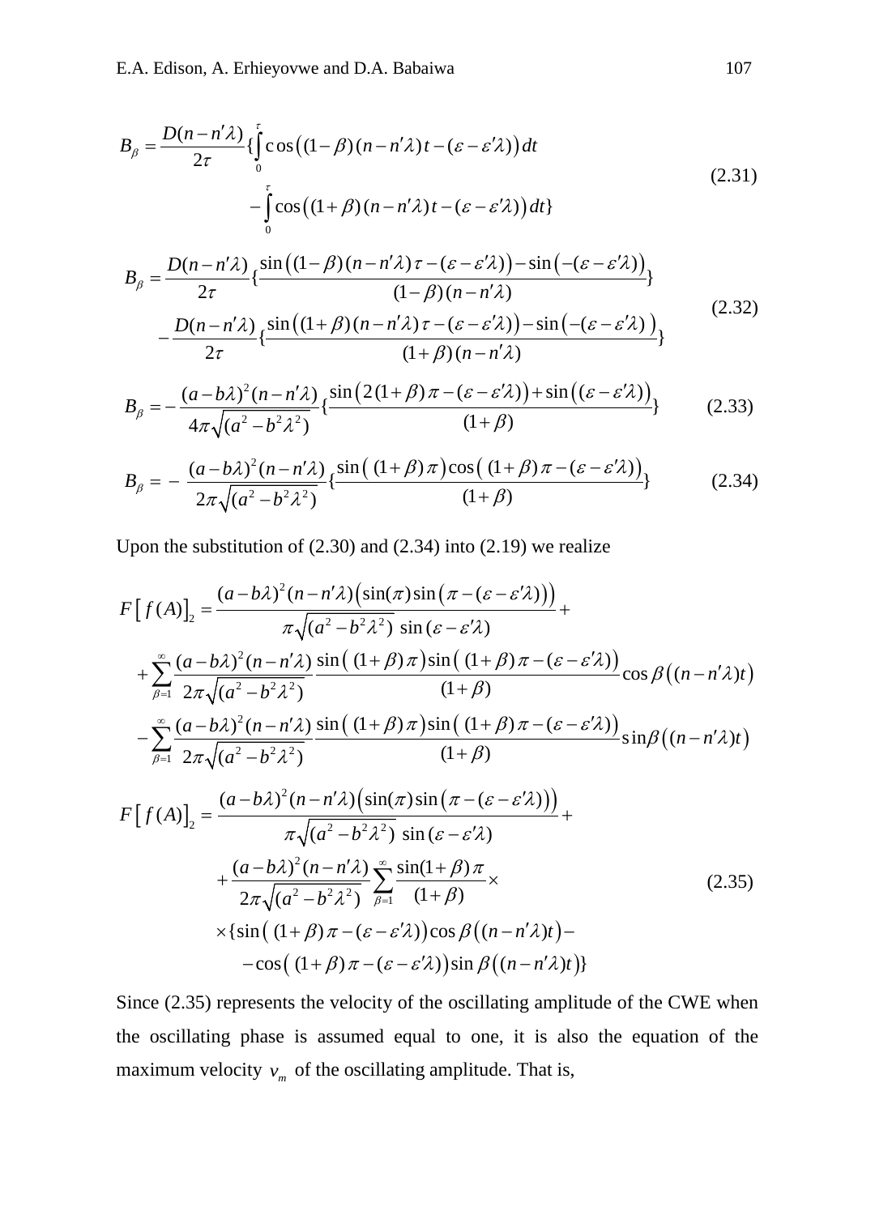$$B_\beta = \frac{D(n-n'\lambda)}{2\tau}\{\int_0^\tau \cos\left((1-\beta)(n-n'\lambda)t-(\varepsilon-\varepsilon'\lambda)\right)dt - \int_0^\tau \cos\left((1+\beta)(n-n'\lambda)t-(\varepsilon-\varepsilon'\lambda)\right)dt\} \tag{2.31}$$

$$B_\beta = \frac{D(n-n'\lambda)}{2\tau}\{\frac{\sin\left((1-\beta)(n-n'\lambda)\tau-(\varepsilon-\varepsilon'\lambda)\right)-\sin\left(-(\varepsilon-\varepsilon'\lambda)\right)}{(1-\beta)(n-n'\lambda)}\} - \frac{D(n-n'\lambda)}{2\tau}\{\frac{\sin\left((1+\beta)(n-n'\lambda)\tau-(\varepsilon-\varepsilon'\lambda)\right)-\sin\left(-(\varepsilon-\varepsilon'\lambda)\right)}{(1+\beta)(n-n'\lambda)}\} \tag{2.32}$$

$$B_\beta = -\frac{(a-b\lambda)^2(n-n'\lambda)}{4\pi\sqrt{(a^2-b^2\lambda^2)}}\{\frac{\sin\left(2(1+\beta)\pi-(\varepsilon-\varepsilon'\lambda)\right)+\sin\left((\varepsilon-\varepsilon'\lambda)\right)}{(1+\beta)}\} \tag{2.33}$$

$$B_\beta = -\frac{(a-b\lambda)^2(n-n'\lambda)}{2\pi\sqrt{(a^2-b^2\lambda^2)}}\{\frac{\sin\left((1+\beta)\pi\right)\cos\left((1+\beta)\pi-(\varepsilon-\varepsilon'\lambda)\right)}{(1+\beta)}\} \tag{2.34}$$

Upon the substitution of (2.30) and (2.34) into (2.19) we realize

$$F\left[f(A)\right]_2 = \frac{(a-b\lambda)^2(n-n'\lambda)\left(\sin(\pi)\sin\left(\pi-(\varepsilon-\varepsilon'\lambda)\right)\right)}{\pi\sqrt{(a^2-b^2\lambda^2)}\ \sin(\varepsilon-\varepsilon'\lambda)} + \\ + \sum_{\beta=1}^{\infty}\frac{(a-b\lambda)^2(n-n'\lambda)}{2\pi\sqrt{(a^2-b^2\lambda^2)}}\frac{\sin\left((1+\beta)\pi\right)\sin\left((1+\beta)\pi-(\varepsilon-\varepsilon'\lambda)\right)}{(1+\beta)}\cos\beta\left((n-n'\lambda)t\right) \\ - \sum_{\beta=1}^{\infty}\frac{(a-b\lambda)^2(n-n'\lambda)}{2\pi\sqrt{(a^2-b^2\lambda^2)}}\frac{\sin\left((1+\beta)\pi\right)\sin\left((1+\beta)\pi-(\varepsilon-\varepsilon'\lambda)\right)}{(1+\beta)}\sin\beta\left((n-n'\lambda)t\right)$$

$$F\left[f(A)\right]_2 = \frac{(a-b\lambda)^2(n-n'\lambda)\left(\sin(\pi)\sin\left(\pi-(\varepsilon-\varepsilon'\lambda)\right)\right)}{\pi\sqrt{(a^2-b^2\lambda^2)}\ \sin(\varepsilon-\varepsilon'\lambda)} + \\ + \frac{(a-b\lambda)^2(n-n'\lambda)}{2\pi\sqrt{(a^2-b^2\lambda^2)}}\sum_{\beta=1}^{\infty}\frac{\sin(1+\beta)\pi}{(1+\beta)}\times \\ \times\{\sin\left((1+\beta)\pi-(\varepsilon-\varepsilon'\lambda)\right)\cos\beta\left((n-n'\lambda)t\right) - \\ -\cos\left((1+\beta)\pi-(\varepsilon-\varepsilon'\lambda)\right)\sin\beta\left((n-n'\lambda)t\right)\} \tag{2.35}$$

Since (2.35) represents the velocity of the oscillating amplitude of the CWE when the oscillating phase is assumed equal to one, it is also the equation of the maximum velocity $v_m$ of the oscillating amplitude. That is,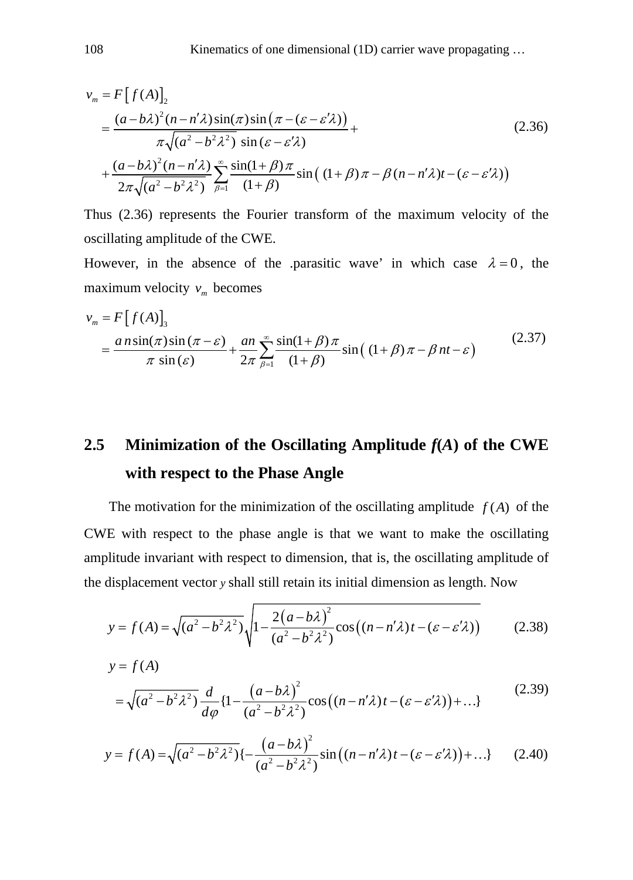$$
\begin{aligned}
v_m &= F\left[ f(A) \right]_2 \\
&= \frac{(a-b\lambda)^2 (n-n'\lambda)\sin(\pi)\sin\left(\pi-(\varepsilon-\varepsilon'\lambda)\right)}{\pi\sqrt{(a^2-b^2\lambda^2)}\ \sin(\varepsilon-\varepsilon'\lambda)} + \\
&+ \frac{(a-b\lambda)^2(n-n'\lambda)}{2\pi\sqrt{(a^2-b^2\lambda^2)}} \sum_{\beta=1}^{\infty} \frac{\sin(1+\beta)\pi}{(1+\beta)} \sin\left( (1+\beta)\pi - \beta(n-n'\lambda)t - (\varepsilon-\varepsilon'\lambda)\right)
\end{aligned}
\tag{2.36}
$$

Thus (2.36) represents the Fourier transform of the maximum velocity of the oscillating amplitude of the CWE.

However, in the absence of the .parasitic wave' in which case $\lambda = 0$, the maximum velocity $v_m$ becomes

$$
\begin{aligned}
v_m &= F\left[ f(A) \right]_3 \\
&= \frac{a\,n\sin(\pi)\sin(\pi-\varepsilon)}{\pi\ \sin(\varepsilon)} + \frac{an}{2\pi}\sum_{\beta=1}^{\infty}\frac{\sin(1+\beta)\pi}{(1+\beta)}\sin\left( (1+\beta)\pi - \beta\, nt - \varepsilon\right)
\end{aligned}
\tag{2.37}
$$

## 2.5 Minimization of the Oscillating Amplitude *f*(*A*) of the CWE with respect to the Phase Angle

The motivation for the minimization of the oscillating amplitude $f(A)$ of the CWE with respect to the phase angle is that we want to make the oscillating amplitude invariant with respect to dimension, that is, the oscillating amplitude of the displacement vector $y$ shall still retain its initial dimension as length. Now

$$
y = f(A) = \sqrt{(a^2-b^2\lambda^2)}\sqrt{1-\frac{2(a-b\lambda)^2}{(a^2-b^2\lambda^2)}\cos\left((n-n'\lambda)t-(\varepsilon-\varepsilon'\lambda)\right)} \tag{2.38}
$$

$$
\begin{aligned}
y &= f(A) \\
&= \sqrt{(a^2-b^2\lambda^2)}\,\frac{d}{d\varphi}\{1-\frac{(a-b\lambda)^2}{(a^2-b^2\lambda^2)}\cos\left((n-n'\lambda)t-(\varepsilon-\varepsilon'\lambda)\right)+\ldots\}
\end{aligned}
\tag{2.39}
$$

$$
y = f(A) = \sqrt{(a^2-b^2\lambda^2)}\{-\frac{(a-b\lambda)^2}{(a^2-b^2\lambda^2)}\sin\left((n-n'\lambda)t-(\varepsilon-\varepsilon'\lambda)\right)+\ldots\} \tag{2.40}
$$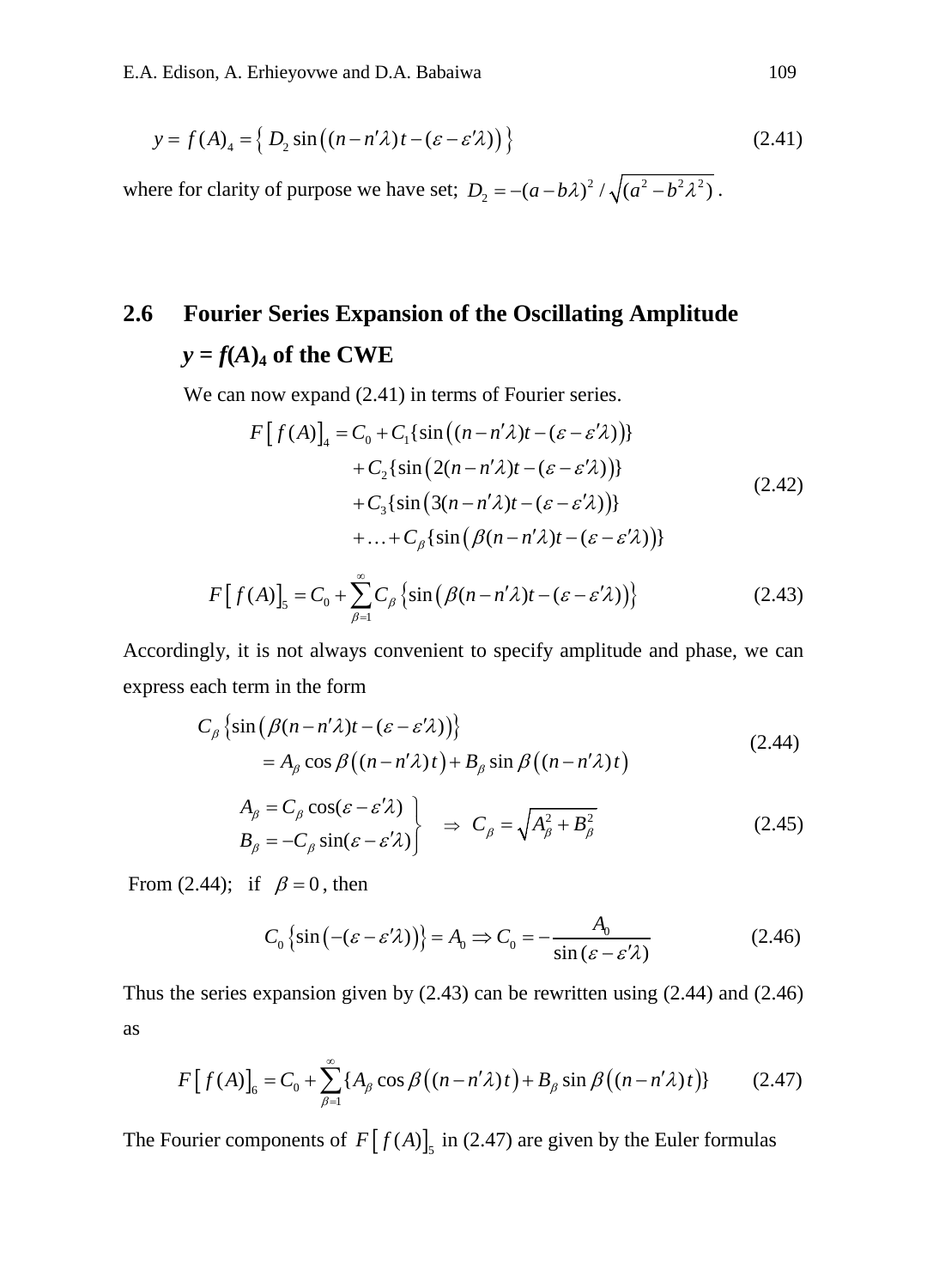$$y = f(A)_4 = \left\{ D_2 \sin\left((n - n'\lambda)t - (\varepsilon - \varepsilon'\lambda)\right) \right\} \tag{2.41}$$

where for clarity of purpose we have set; $D_2 = -(a - b\lambda)^2 / \sqrt{(a^2 - b^2\lambda^2)}$.

## 2.6 Fourier Series Expansion of the Oscillating Amplitude *y* = *f*(*A*)$_4$ of the CWE

We can now expand (2.41) in terms of Fourier series.

$$\begin{aligned} F\left[ f(A) \right]_4 = C_0 &+ C_1\{\sin\left((n - n'\lambda)t - (\varepsilon - \varepsilon'\lambda)\right)\} \\ &+ C_2\{\sin\left(2(n - n'\lambda)t - (\varepsilon - \varepsilon'\lambda)\right)\} \\ &+ C_3\{\sin\left(3(n - n'\lambda)t - (\varepsilon - \varepsilon'\lambda)\right)\} \\ &+ \ldots + C_\beta\{\sin\left(\beta(n - n'\lambda)t - (\varepsilon - \varepsilon'\lambda)\right)\} \end{aligned} \tag{2.42}$$

$$F\left[ f(A) \right]_5 = C_0 + \sum_{\beta=1}^{\infty} C_\beta \left\{ \sin\left(\beta(n - n'\lambda)t - (\varepsilon - \varepsilon'\lambda)\right) \right\} \tag{2.43}$$

Accordingly, it is not always convenient to specify amplitude and phase, we can express each term in the form

$$\begin{aligned} &C_\beta \left\{ \sin\left(\beta(n - n'\lambda)t - (\varepsilon - \varepsilon'\lambda)\right) \right\} \\ &= A_\beta \cos\beta\left((n - n'\lambda)t\right) + B_\beta \sin\beta\left((n - n'\lambda)t\right) \end{aligned} \tag{2.44}$$

$$\left. \begin{aligned} A_\beta &= C_\beta \cos(\varepsilon - \varepsilon'\lambda) \\ B_\beta &= -C_\beta \sin(\varepsilon - \varepsilon'\lambda) \end{aligned} \right\} \quad \Rightarrow \; C_\beta = \sqrt{A_\beta^2 + B_\beta^2} \tag{2.45}$$

From (2.44); if $\beta = 0$, then

$$C_0 \left\{ \sin\left(-(\varepsilon - \varepsilon'\lambda)\right) \right\} = A_0 \Rightarrow C_0 = -\frac{A_0}{\sin(\varepsilon - \varepsilon'\lambda)} \tag{2.46}$$

Thus the series expansion given by (2.43) can be rewritten using (2.44) and (2.46) as

$$F\left[ f(A) \right]_6 = C_0 + \sum_{\beta=1}^{\infty} \{A_\beta \cos\beta\left((n - n'\lambda)t\right) + B_\beta \sin\beta\left((n - n'\lambda)t\right)\} \tag{2.47}$$

The Fourier components of $F\left[ f(A) \right]_5$ in (2.47) are given by the Euler formulas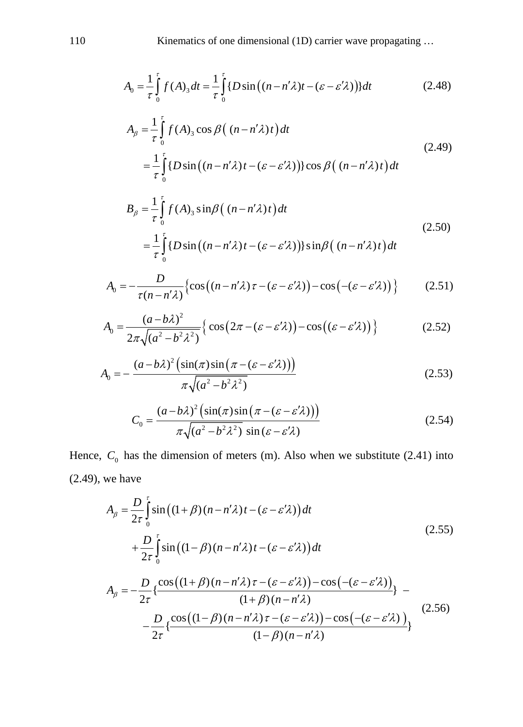$$A_0 = \frac{1}{\tau}\int_0^{\tau} f(A)_3\, dt = \frac{1}{\tau}\int_0^{\tau} \{D\sin\left((n-n'\lambda)t-(\varepsilon-\varepsilon'\lambda)\right)\}dt \tag{2.48}$$

$$\begin{aligned} A_\beta &= \frac{1}{\tau}\int_0^{\tau} f(A)_3 \cos\beta\left(\,(n-n'\lambda)t\right)dt \\ &= \frac{1}{\tau}\int_0^{\tau} \{D\sin\left((n-n'\lambda)t-(\varepsilon-\varepsilon'\lambda)\right)\}\cos\beta\left(\,(n-n'\lambda)t\right)dt \end{aligned} \tag{2.49}$$

$$\begin{aligned} B_\beta &= \frac{1}{\tau}\int_0^{\tau} f(A)_3 \sin\beta\left(\,(n-n'\lambda)t\right)dt \\ &= \frac{1}{\tau}\int_0^{\tau} \{D\sin\left((n-n'\lambda)t-(\varepsilon-\varepsilon'\lambda)\right)\}\sin\beta\left(\,(n-n'\lambda)t\right)dt \end{aligned} \tag{2.50}$$

$$A_0 = -\frac{D}{\tau(n-n'\lambda)}\left\{\cos\left((n-n'\lambda)\tau-(\varepsilon-\varepsilon'\lambda)\right)-\cos\left(-(\varepsilon-\varepsilon'\lambda)\right)\right\} \tag{2.51}$$

$$A_0 = \frac{(a-b\lambda)^2}{2\pi\sqrt{(a^2-b^2\lambda^2)}}\left\{\cos\left(2\pi-(\varepsilon-\varepsilon'\lambda)\right)-\cos\left((\varepsilon-\varepsilon'\lambda)\right)\right\} \tag{2.52}$$

$$A_0 = -\frac{(a-b\lambda)^2\left(\sin(\pi)\sin\left(\pi-(\varepsilon-\varepsilon'\lambda)\right)\right)}{\pi\sqrt{(a^2-b^2\lambda^2)}} \tag{2.53}$$

$$C_0 = \frac{(a-b\lambda)^2\left(\sin(\pi)\sin\left(\pi-(\varepsilon-\varepsilon'\lambda)\right)\right)}{\pi\sqrt{(a^2-b^2\lambda^2)}\,\sin(\varepsilon-\varepsilon'\lambda)} \tag{2.54}$$

Hence, $C_0$ has the dimension of meters (m). Also when we substitute (2.41) into (2.49), we have

$$\begin{aligned} A_\beta &= \frac{D}{2\tau}\int_0^{\tau} \sin\left((1+\beta)(n-n'\lambda)t-(\varepsilon-\varepsilon'\lambda)\right)dt \\ &\quad+\frac{D}{2\tau}\int_0^{\tau} \sin\left((1-\beta)(n-n'\lambda)t-(\varepsilon-\varepsilon'\lambda)\right)dt \end{aligned} \tag{2.55}$$

$$\begin{aligned} A_\beta &= -\frac{D}{2\tau}\left\{\frac{\cos\left((1+\beta)(n-n'\lambda)\tau-(\varepsilon-\varepsilon'\lambda)\right)-\cos\left(-(\varepsilon-\varepsilon'\lambda)\right)}{(1+\beta)(n-n'\lambda)}\right\} - \\ &\quad -\frac{D}{2\tau}\left\{\frac{\cos\left((1-\beta)(n-n'\lambda)\tau-(\varepsilon-\varepsilon'\lambda)\right)-\cos\left(-(\varepsilon-\varepsilon'\lambda)\right)}{(1-\beta)(n-n'\lambda)}\right\} \end{aligned} \tag{2.56}$$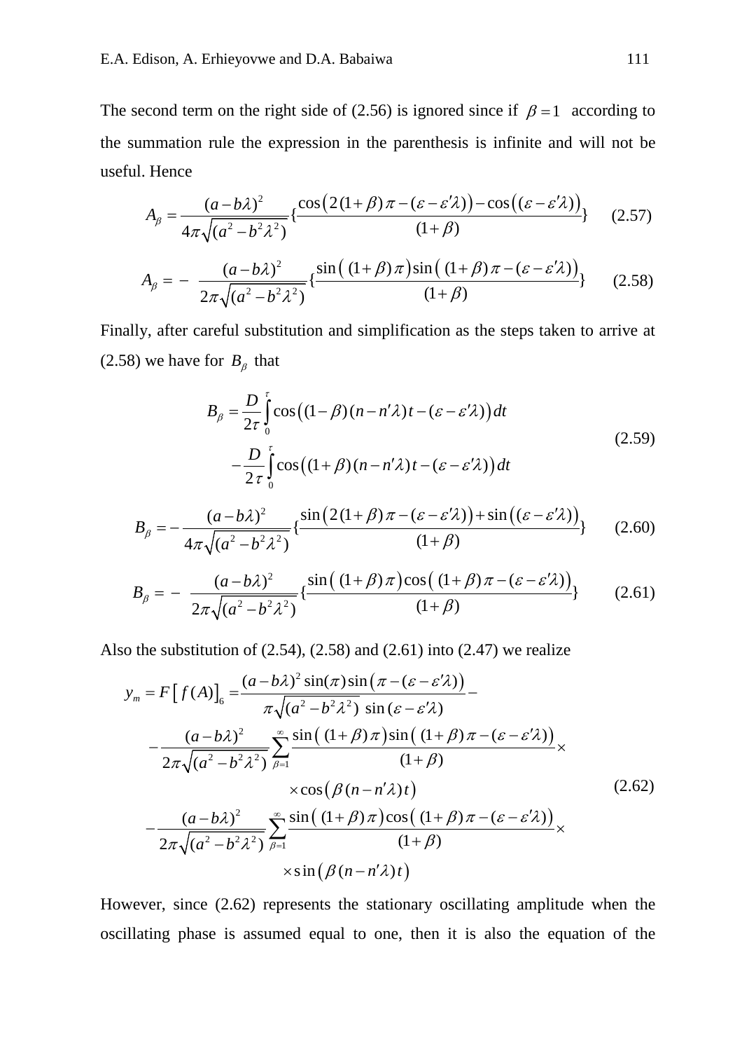The second term on the right side of (2.56) is ignored since if $\beta = 1$ according to the summation rule the expression in the parenthesis is infinite and will not be useful. Hence

$$A_{\beta} = \frac{(a-b\lambda)^2}{4\pi\sqrt{(a^2-b^2\lambda^2)}}\left\{\frac{\cos\left(2(1+\beta)\pi-(\varepsilon-\varepsilon'\lambda)\right)-\cos\left((\varepsilon-\varepsilon'\lambda)\right)}{(1+\beta)}\right\} \tag{2.57}$$

$$A_{\beta} = -\frac{(a-b\lambda)^2}{2\pi\sqrt{(a^2-b^2\lambda^2)}}\left\{\frac{\sin\left((1+\beta)\pi\right)\sin\left((1+\beta)\pi-(\varepsilon-\varepsilon'\lambda)\right)}{(1+\beta)}\right\} \tag{2.58}$$

Finally, after careful substitution and simplification as the steps taken to arrive at (2.58) we have for $B_{\beta}$ that

$$\begin{aligned} B_{\beta} &= \frac{D}{2\tau}\int_0^{\tau}\cos\left((1-\beta)(n-n'\lambda)t-(\varepsilon-\varepsilon'\lambda)\right)dt \\ &\quad -\frac{D}{2\tau}\int_0^{\tau}\cos\left((1+\beta)(n-n'\lambda)t-(\varepsilon-\varepsilon'\lambda)\right)dt \end{aligned} \tag{2.59}$$

$$B_{\beta} = -\frac{(a-b\lambda)^2}{4\pi\sqrt{(a^2-b^2\lambda^2)}}\left\{\frac{\sin\left(2(1+\beta)\pi-(\varepsilon-\varepsilon'\lambda)\right)+\sin\left((\varepsilon-\varepsilon'\lambda)\right)}{(1+\beta)}\right\} \tag{2.60}$$

$$B_{\beta} = -\frac{(a-b\lambda)^2}{2\pi\sqrt{(a^2-b^2\lambda^2)}}\left\{\frac{\sin\left((1+\beta)\pi\right)\cos\left((1+\beta)\pi-(\varepsilon-\varepsilon'\lambda)\right)}{(1+\beta)}\right\} \tag{2.61}$$

Also the substitution of (2.54), (2.58) and (2.61) into (2.47) we realize

$$\begin{aligned} y_m = F\left[f(A)\right]_6 &= \frac{(a-b\lambda)^2\sin(\pi)\sin\left(\pi-(\varepsilon-\varepsilon'\lambda)\right)}{\pi\sqrt{(a^2-b^2\lambda^2)}\,\sin(\varepsilon-\varepsilon'\lambda)} - \\ &-\frac{(a-b\lambda)^2}{2\pi\sqrt{(a^2-b^2\lambda^2)}}\sum_{\beta=1}^{\infty}\frac{\sin\left((1+\beta)\pi\right)\sin\left((1+\beta)\pi-(\varepsilon-\varepsilon'\lambda)\right)}{(1+\beta)}\times \\ &\qquad\times\cos\left(\beta(n-n'\lambda)t\right) \\ &-\frac{(a-b\lambda)^2}{2\pi\sqrt{(a^2-b^2\lambda^2)}}\sum_{\beta=1}^{\infty}\frac{\sin\left((1+\beta)\pi\right)\cos\left((1+\beta)\pi-(\varepsilon-\varepsilon'\lambda)\right)}{(1+\beta)}\times \\ &\qquad\times\sin\left(\beta(n-n'\lambda)t\right) \end{aligned} \tag{2.62}$$

However, since (2.62) represents the stationary oscillating amplitude when the oscillating phase is assumed equal to one, then it is also the equation of the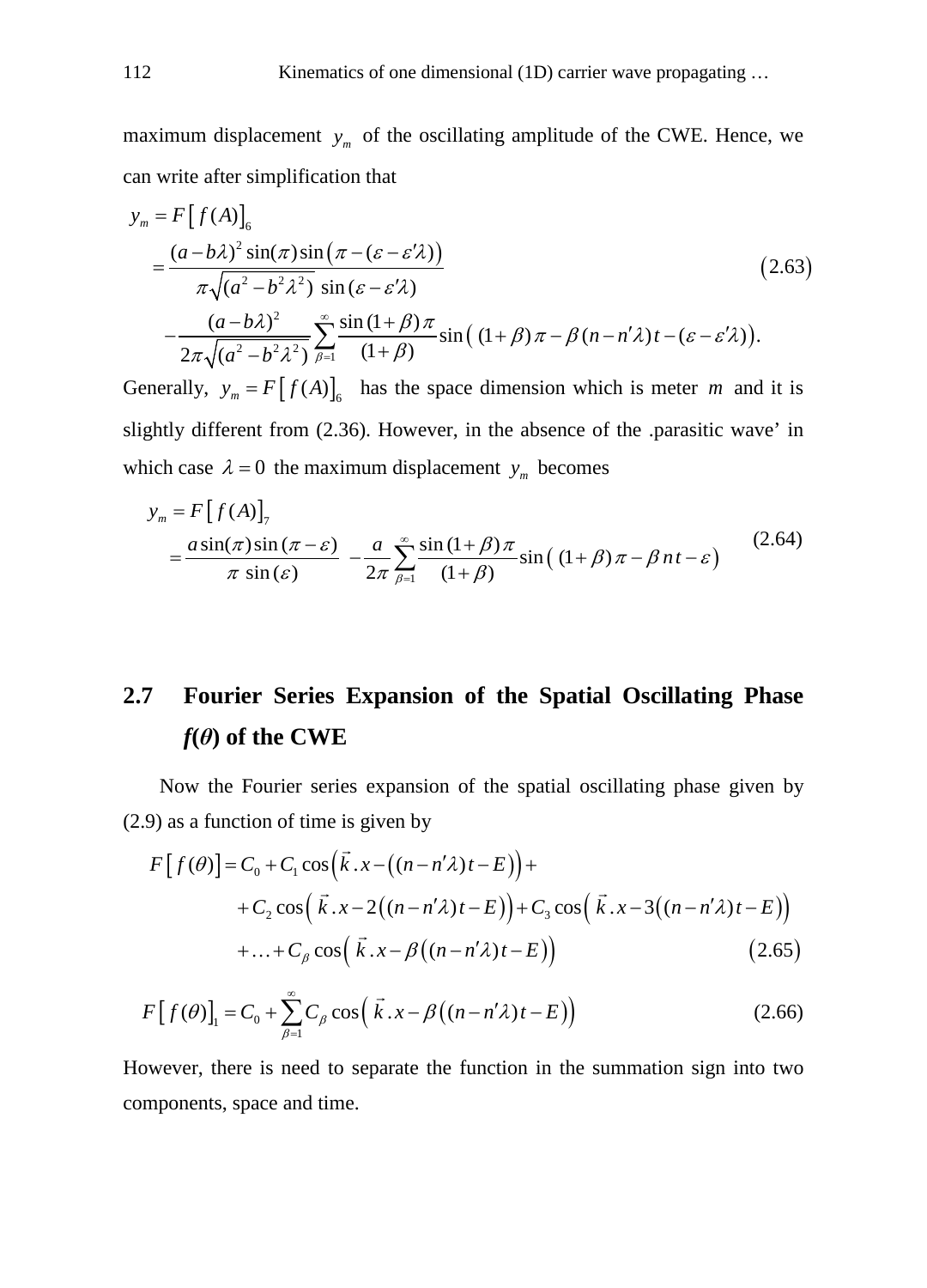maximum displacement $y_m$ of the oscillating amplitude of the CWE. Hence, we can write after simplification that

$$
\begin{aligned}
y_m &= F\left[f(A)\right]_6 \\
&= \frac{(a-b\lambda)^2 \sin(\pi)\sin\left(\pi-(\varepsilon-\varepsilon'\lambda)\right)}{\pi\sqrt{(a^2-b^2\lambda^2)}\ \sin(\varepsilon-\varepsilon'\lambda)} \\
&\quad -\frac{(a-b\lambda)^2}{2\pi\sqrt{(a^2-b^2\lambda^2)}}\sum_{\beta=1}^{\infty}\frac{\sin(1+\beta)\pi}{(1+\beta)}\sin\left((1+\beta)\pi-\beta(n-n'\lambda)t-(\varepsilon-\varepsilon'\lambda)\right).
\end{aligned}
\tag{2.63}
$$

Generally, $y_m = F\left[f(A)\right]_6$ has the space dimension which is meter $m$ and it is slightly different from (2.36). However, in the absence of the .parasitic wave' in which case $\lambda = 0$ the maximum displacement $y_m$ becomes

$$
\begin{aligned}
y_m &= F\left[f(A)\right]_7 \\
&= \frac{a\sin(\pi)\sin(\pi-\varepsilon)}{\pi\ \sin(\varepsilon)} - \frac{a}{2\pi}\sum_{\beta=1}^{\infty}\frac{\sin(1+\beta)\pi}{(1+\beta)}\sin\left((1+\beta)\pi-\beta n t-\varepsilon\right)
\end{aligned}
\tag{2.64}
$$

## 2.7 Fourier Series Expansion of the Spatial Oscillating Phase $f(\theta)$ of the CWE

Now the Fourier series expansion of the spatial oscillating phase given by (2.9) as a function of time is given by

$$
\begin{aligned}
F\left[f(\theta)\right] &= C_0 + C_1\cos\left(\vec{k}.x-\left((n-n'\lambda)t-E\right)\right)+ \\
&\quad + C_2\cos\left(\vec{k}.x-2\left((n-n'\lambda)t-E\right)\right)+C_3\cos\left(\vec{k}.x-3\left((n-n'\lambda)t-E\right)\right) \\
&\quad + \ldots + C_\beta\cos\left(\vec{k}.x-\beta\left((n-n'\lambda)t-E\right)\right)
\end{aligned}
\tag{2.65}
$$

$$
F\left[f(\theta)\right]_1 = C_0 + \sum_{\beta=1}^{\infty} C_\beta \cos\left(\vec{k}.x-\beta\left((n-n'\lambda)t-E\right)\right)
\tag{2.66}
$$

However, there is need to separate the function in the summation sign into two components, space and time.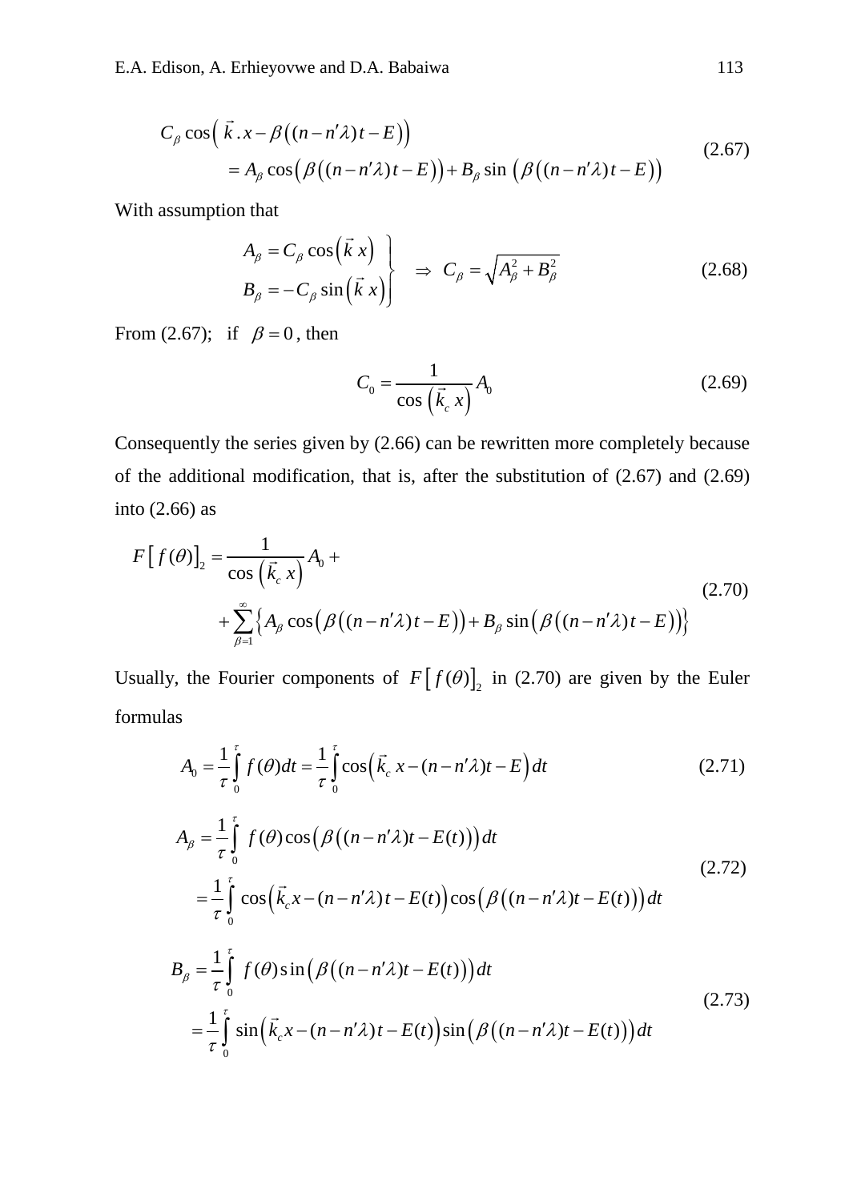$$
\begin{aligned}
&C_\beta \cos\left( \vec{k}\,.x - \beta\left((n-n'\lambda)t - E\right)\right) \\
&\qquad = A_\beta \cos\left(\beta\left((n-n'\lambda)t - E\right)\right) + B_\beta \sin\left(\beta\left((n-n'\lambda)t - E\right)\right)
\end{aligned}
\tag{2.67}
$$

With assumption that

$$
\left.\begin{aligned}
A_\beta &= C_\beta \cos\left(\vec{k}\,x\right) \\
B_\beta &= -C_\beta \sin\left(\vec{k}\,x\right)
\end{aligned}\right\} \quad \Rightarrow \; C_\beta = \sqrt{A_\beta^2 + B_\beta^2}
\tag{2.68}
$$

From (2.67); if $\beta = 0$, then

$$
C_0 = \frac{1}{\cos\left(\vec{k}_c\,x\right)} A_0
\tag{2.69}
$$

Consequently the series given by (2.66) can be rewritten more completely because of the additional modification, that is, after the substitution of (2.67) and (2.69) into (2.66) as

$$
\begin{aligned}
F\left[\,f(\theta)\right]_2 &= \frac{1}{\cos\left(\vec{k}_c\,x\right)} A_0 + \\
&\quad + \sum_{\beta=1}^{\infty} \left\{ A_\beta \cos\left(\beta\left((n-n'\lambda)t - E\right)\right) + B_\beta \sin\left(\beta\left((n-n'\lambda)t - E\right)\right)\right\}
\end{aligned}
\tag{2.70}
$$

Usually, the Fourier components of $F\left[\,f(\theta)\right]_2$ in (2.70) are given by the Euler formulas

$$
A_0 = \frac{1}{\tau}\int_0^{\tau} f(\theta)\,dt = \frac{1}{\tau}\int_0^{\tau} \cos\left(\vec{k}_c\,x - (n-n'\lambda)t - E\right) dt
\tag{2.71}
$$

$$
\begin{aligned}
A_\beta &= \frac{1}{\tau}\int_0^{\tau} f(\theta)\cos\left(\beta\left((n-n'\lambda)t - E(t)\right)\right) dt \\
&= \frac{1}{\tau}\int_0^{\tau} \cos\left(\vec{k}_c x - (n-n'\lambda)\,t - E(t)\right)\cos\left(\beta\left((n-n'\lambda)t - E(t)\right)\right) dt
\end{aligned}
\tag{2.72}
$$

$$
\begin{aligned}
B_\beta &= \frac{1}{\tau}\int_0^{\tau} f(\theta)\sin\left(\beta\left((n-n'\lambda)t - E(t)\right)\right) dt \\
&= \frac{1}{\tau}\int_0^{\tau} \sin\left(\vec{k}_c x - (n-n'\lambda)\,t - E(t)\right)\sin\left(\beta\left((n-n'\lambda)t - E(t)\right)\right) dt
\end{aligned}
\tag{2.73}
$$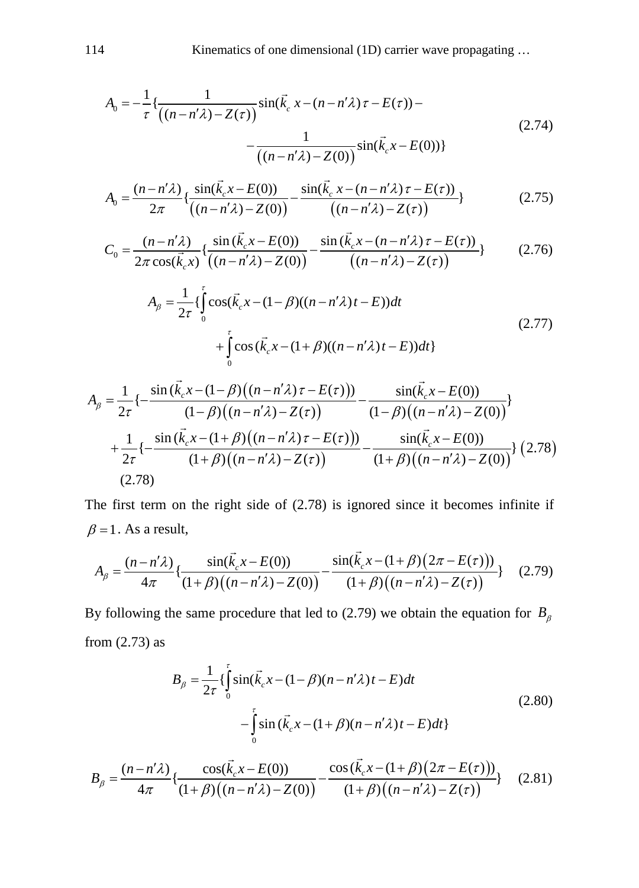$$A_0 = -\frac{1}{\tau}\{\frac{1}{\left((n-n'\lambda)-Z(\tau)\right)}\sin(\vec{k}_c\,x-(n-n'\lambda)\,\tau-E(\tau))- \\ -\frac{1}{\left((n-n'\lambda)-Z(0)\right)}\sin(\vec{k}_c x-E(0))\} \tag{2.74}$$

$$A_0 = \frac{(n-n'\lambda)}{2\pi}\{\frac{\sin(\vec{k}_c x-E(0))}{\left((n-n'\lambda)-Z(0)\right)}-\frac{\sin(\vec{k}_c\,x-(n-n'\lambda)\,\tau-E(\tau))}{\left((n-n'\lambda)-Z(\tau)\right)}\} \tag{2.75}$$

$$C_0 = \frac{(n-n'\lambda)}{2\pi\cos(\vec{k}_c x)}\{\frac{\sin(\vec{k}_c x-E(0))}{\left((n-n'\lambda)-Z(0)\right)}-\frac{\sin(\vec{k}_c x-(n-n'\lambda)\,\tau-E(\tau))}{\left((n-n'\lambda)-Z(\tau)\right)}\} \tag{2.76}$$

$$A_\beta = \frac{1}{2\tau}\{\int_0^\tau \cos(\vec{k}_c x-(1-\beta)((n-n'\lambda)t-E))dt \\ +\int_0^\tau \cos(\vec{k}_c x-(1+\beta)((n-n'\lambda)t-E))dt\} \tag{2.77}$$

$$A_\beta = \frac{1}{2\tau}\{-\frac{\sin(\vec{k}_c x-(1-\beta)\left((n-n'\lambda)\,\tau-E(\tau)\right))}{(1-\beta)\left((n-n'\lambda)-Z(\tau)\right)}-\frac{\sin(\vec{k}_c x-E(0))}{(1-\beta)\left((n-n'\lambda)-Z(0)\right)}\} \\ +\frac{1}{2\tau}\{-\frac{\sin(\vec{k}_c x-(1+\beta)\left((n-n'\lambda)\,\tau-E(\tau)\right))}{(1+\beta)\left((n-n'\lambda)-Z(\tau)\right)}-\frac{\sin(\vec{k}_c x-E(0))}{(1+\beta)\left((n-n'\lambda)-Z(0)\right)}\} \tag{2.78}$$

The first term on the right side of (2.78) is ignored since it becomes infinite if $\beta = 1$. As a result,

$$A_\beta = \frac{(n-n'\lambda)}{4\pi}\{\frac{\sin(\vec{k}_c x-E(0))}{(1+\beta)\left((n-n'\lambda)-Z(0)\right)}-\frac{\sin(\vec{k}_c x-(1+\beta)\left(2\pi-E(\tau)\right))}{(1+\beta)\left((n-n'\lambda)-Z(\tau)\right)}\} \tag{2.79}$$

By following the same procedure that led to (2.79) we obtain the equation for $B_\beta$ from (2.73) as

$$B_\beta = \frac{1}{2\tau}\{\int_0^\tau \sin(\vec{k}_c x-(1-\beta)(n-n'\lambda)t-E)dt \\ -\int_0^\tau \sin(\vec{k}_c x-(1+\beta)(n-n'\lambda)t-E)dt\} \tag{2.80}$$

$$B_\beta = \frac{(n-n'\lambda)}{4\pi}\{\frac{\cos(\vec{k}_c x-E(0))}{(1+\beta)\left((n-n'\lambda)-Z(0)\right)}-\frac{\cos(\vec{k}_c x-(1+\beta)\left(2\pi-E(\tau)\right))}{(1+\beta)\left((n-n'\lambda)-Z(\tau)\right)}\} \tag{2.81}$$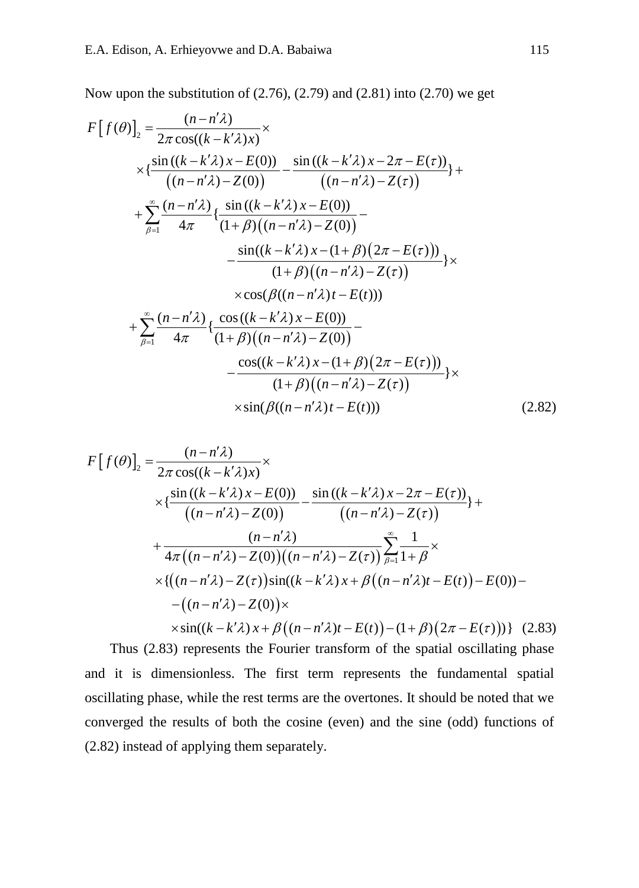Now upon the substitution of (2.76), (2.79) and (2.81) into (2.70) we get

$$
\begin{aligned}
F\left[f(\theta)\right]_2 = & \frac{(n-n'\lambda)}{2\pi\cos((k-k'\lambda)x)}\times \\
& \times\left\{\frac{\sin((k-k'\lambda)x-E(0))}{\left((n-n'\lambda)-Z(0)\right)}-\frac{\sin((k-k'\lambda)x-2\pi-E(\tau))}{\left((n-n'\lambda)-Z(\tau)\right)}\right\}+ \\
& +\sum_{\beta=1}^{\infty}\frac{(n-n'\lambda)}{4\pi}\left\{\frac{\sin((k-k'\lambda)x-E(0))}{(1+\beta)\left((n-n'\lambda)-Z(0)\right)}-\right. \\
& \left.-\frac{\sin((k-k'\lambda)x-(1+\beta)\left(2\pi-E(\tau)\right))}{(1+\beta)\left((n-n'\lambda)-Z(\tau)\right)}\right\}\times \\
& \times\cos(\beta((n-n'\lambda)t-E(t))) \\
& +\sum_{\beta=1}^{\infty}\frac{(n-n'\lambda)}{4\pi}\left\{\frac{\cos((k-k'\lambda)x-E(0))}{(1+\beta)\left((n-n'\lambda)-Z(0)\right)}-\right. \\
& \left.-\frac{\cos((k-k'\lambda)x-(1+\beta)\left(2\pi-E(\tau)\right))}{(1+\beta)\left((n-n'\lambda)-Z(\tau)\right)}\right\}\times \\
& \times\sin(\beta((n-n'\lambda)t-E(t)))
\end{aligned} \tag{2.82}
$$

$$
\begin{aligned}
F\left[f(\theta)\right]_2 = & \frac{(n-n'\lambda)}{2\pi\cos((k-k'\lambda)x)}\times \\
& \times\left\{\frac{\sin((k-k'\lambda)x-E(0))}{\left((n-n'\lambda)-Z(0)\right)}-\frac{\sin((k-k'\lambda)x-2\pi-E(\tau))}{\left((n-n'\lambda)-Z(\tau)\right)}\right\}+ \\
& +\frac{(n-n'\lambda)}{4\pi\left((n-n'\lambda)-Z(0)\right)\left((n-n'\lambda)-Z(\tau)\right)}\sum_{\beta=1}^{\infty}\frac{1}{1+\beta}\times \\
& \times\left\{\left((n-n'\lambda)-Z(\tau)\right)\sin((k-k'\lambda)x+\beta\left((n-n'\lambda)t-E(t)\right)-E(0))-\right. \\
& -\left((n-n'\lambda)-Z(0)\right)\times \\
& \left.\times\sin((k-k'\lambda)x+\beta\left((n-n'\lambda)t-E(t)\right)-(1+\beta)\left(2\pi-E(\tau)\right))\right\}
\end{aligned} \tag{2.83}
$$

Thus (2.83) represents the Fourier transform of the spatial oscillating phase and it is dimensionless. The first term represents the fundamental spatial oscillating phase, while the rest terms are the overtones. It should be noted that we converged the results of both the cosine (even) and the sine (odd) functions of (2.82) instead of applying them separately.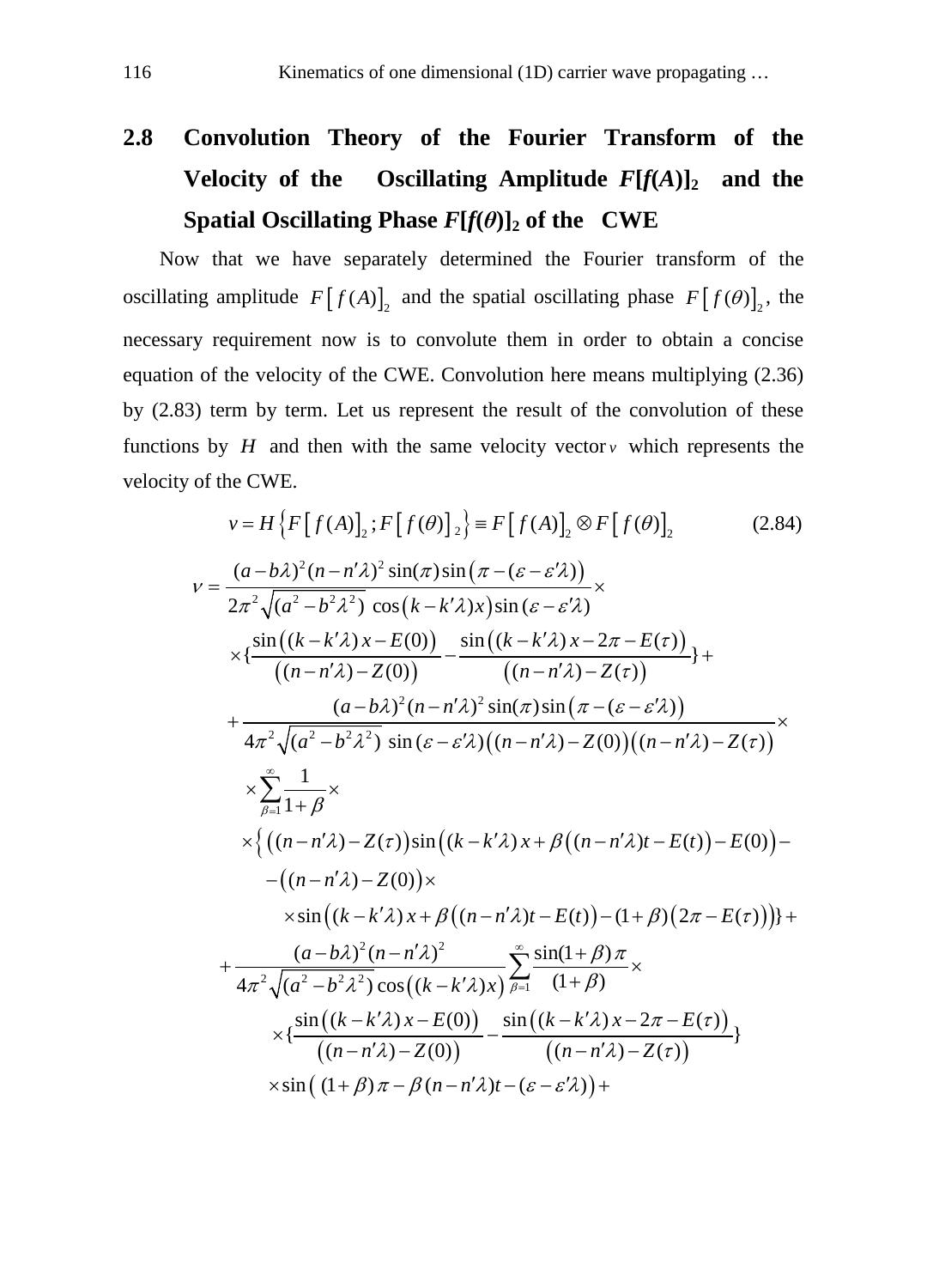## 2.8 Convolution Theory of the Fourier Transform of the Velocity of the Oscillating Amplitude $F[f(A)]_2$ and the Spatial Oscillating Phase $F[f(\theta)]_2$ of the CWE

Now that we have separately determined the Fourier transform of the oscillating amplitude $F\left[f(A)\right]_2$ and the spatial oscillating phase $F\left[f(\theta)\right]_2$, the necessary requirement now is to convolute them in order to obtain a concise equation of the velocity of the CWE. Convolution here means multiplying (2.36) by (2.83) term by term. Let us represent the result of the convolution of these functions by $H$ and then with the same velocity vector $v$ which represents the velocity of the CWE.

$$v = H\left\{F\left[f(A)\right]_2 ; F\left[f(\theta)\right]_2\right\} \equiv F\left[f(A)\right]_2 \otimes F\left[f(\theta)\right]_2 \tag{2.84}$$

$$
\begin{aligned}
v = {} & \frac{(a-b\lambda)^2 (n-n'\lambda)^2 \sin(\pi)\sin\left(\pi-(\varepsilon-\varepsilon'\lambda)\right)}{2\pi^2\sqrt{(a^2-b^2\lambda^2)}\,\cos\left(k-k'\lambda)x\right)\sin(\varepsilon-\varepsilon'\lambda)}\times \\
& \times\left\{\frac{\sin\left((k-k'\lambda)x-E(0)\right)}{\left((n-n'\lambda)-Z(0)\right)}-\frac{\sin\left((k-k'\lambda)x-2\pi-E(\tau)\right)}{\left((n-n'\lambda)-Z(\tau)\right)}\right\}+ \\
& +\frac{(a-b\lambda)^2 (n-n'\lambda)^2 \sin(\pi)\sin\left(\pi-(\varepsilon-\varepsilon'\lambda)\right)}{4\pi^2\sqrt{(a^2-b^2\lambda^2)}\,\sin(\varepsilon-\varepsilon'\lambda)\left((n-n'\lambda)-Z(0)\right)\left((n-n'\lambda)-Z(\tau)\right)}\times \\
& \times\sum_{\beta=1}^{\infty}\frac{1}{1+\beta}\times \\
& \times\Big\{\left((n-n'\lambda)-Z(\tau)\right)\sin\left((k-k'\lambda)x+\beta\left((n-n'\lambda)t-E(t)\right)-E(0)\right)- \\
& \quad -\left((n-n'\lambda)-Z(0)\right)\times \\
& \quad\quad \times\sin\left((k-k'\lambda)x+\beta\left((n-n'\lambda)t-E(t)\right)-(1+\beta)\left(2\pi-E(\tau)\right)\right)\Big\}+ \\
& +\frac{(a-b\lambda)^2 (n-n'\lambda)^2}{4\pi^2\sqrt{(a^2-b^2\lambda^2)}\cos\left((k-k'\lambda)x\right)}\sum_{\beta=1}^{\infty}\frac{\sin(1+\beta)\pi}{(1+\beta)}\times \\
& \quad \times\left\{\frac{\sin\left((k-k'\lambda)x-E(0)\right)}{\left((n-n'\lambda)-Z(0)\right)}-\frac{\sin\left((k-k'\lambda)x-2\pi-E(\tau)\right)}{\left((n-n'\lambda)-Z(\tau)\right)}\right\} \\
& \quad \times\sin\left((1+\beta)\pi-\beta(n-n'\lambda)t-(\varepsilon-\varepsilon'\lambda)\right)+
\end{aligned}
$$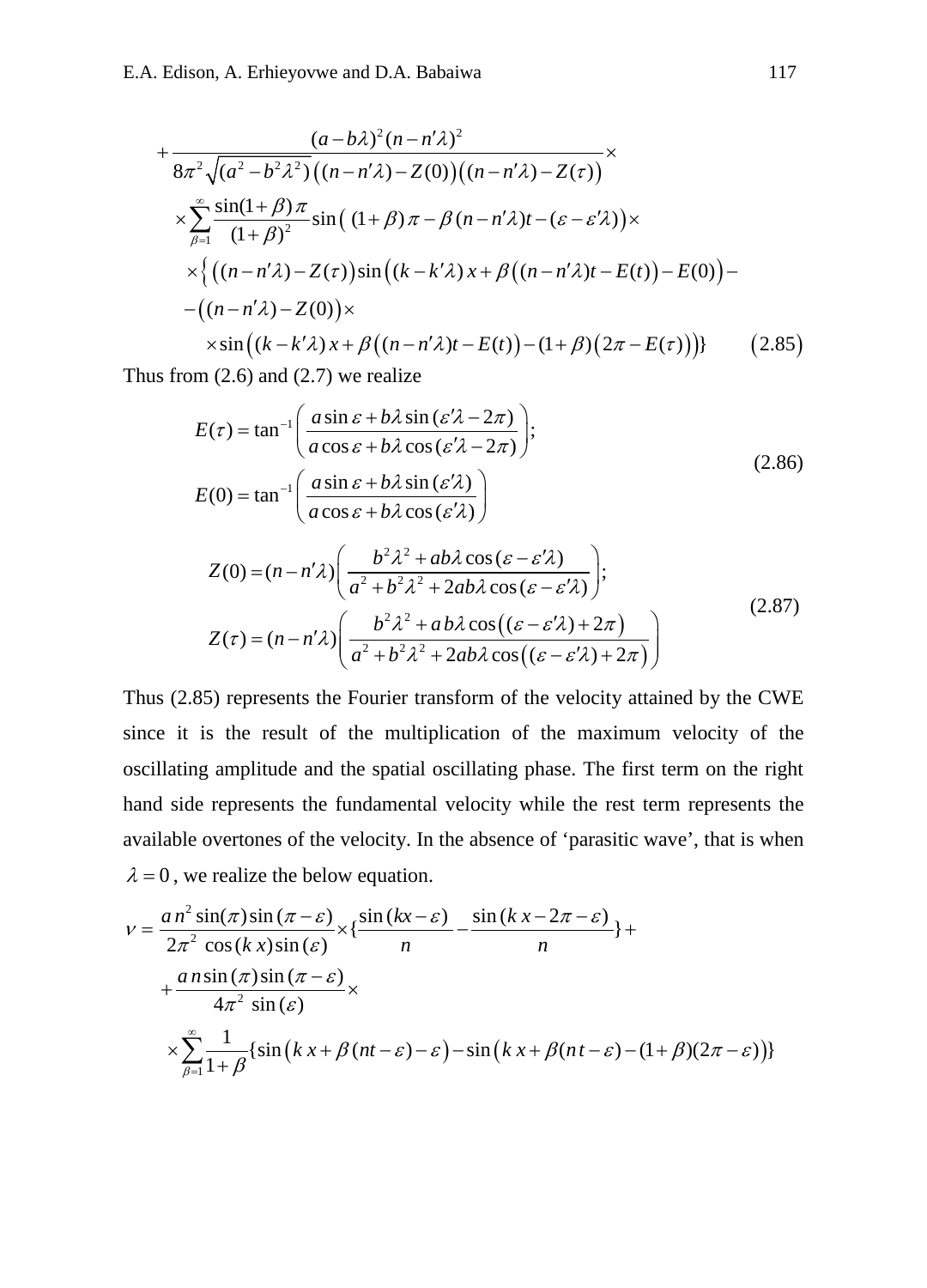$$
\begin{aligned}
&+\frac{(a-b\lambda)^2(n-n'\lambda)^2}{8\pi^2\sqrt{(a^2-b^2\lambda^2)}\left((n-n'\lambda)-Z(0)\right)\left((n-n'\lambda)-Z(\tau)\right)}\times \\
&\times\sum_{\beta=1}^{\infty}\frac{\sin(1+\beta)\pi}{(1+\beta)^2}\sin\left((1+\beta)\pi-\beta(n-n'\lambda)t-(\varepsilon-\varepsilon'\lambda)\right)\times \\
&\times\Big\{\left((n-n'\lambda)-Z(\tau)\right)\sin\left((k-k'\lambda)x+\beta\left((n-n'\lambda)t-E(t)\right)-E(0)\right)- \\
&-\left((n-n'\lambda)-Z(0)\right)\times \\
&\quad\times\sin\left((k-k'\lambda)x+\beta\left((n-n'\lambda)t-E(t)\right)-(1+\beta)\left(2\pi-E(\tau)\right)\right)\Big\} \qquad (2.85)
\end{aligned}
$$

Thus from (2.6) and (2.7) we realize

$$
\begin{aligned}
E(\tau)&=\tan^{-1}\left(\frac{a\sin\varepsilon+b\lambda\sin(\varepsilon'\lambda-2\pi)}{a\cos\varepsilon+b\lambda\cos(\varepsilon'\lambda-2\pi)}\right); \\
E(0)&=\tan^{-1}\left(\frac{a\sin\varepsilon+b\lambda\sin(\varepsilon'\lambda)}{a\cos\varepsilon+b\lambda\cos(\varepsilon'\lambda)}\right)
\end{aligned} \qquad (2.86)
$$

$$
\begin{aligned}
Z(0)&=(n-n'\lambda)\left(\frac{b^2\lambda^2+ab\lambda\cos(\varepsilon-\varepsilon'\lambda)}{a^2+b^2\lambda^2+2ab\lambda\cos(\varepsilon-\varepsilon'\lambda)}\right); \\
Z(\tau)&=(n-n'\lambda)\left(\frac{b^2\lambda^2+ab\lambda\cos\left((\varepsilon-\varepsilon'\lambda)+2\pi\right)}{a^2+b^2\lambda^2+2ab\lambda\cos\left((\varepsilon-\varepsilon'\lambda)+2\pi\right)}\right)
\end{aligned} \qquad (2.87)
$$

Thus (2.85) represents the Fourier transform of the velocity attained by the CWE since it is the result of the multiplication of the maximum velocity of the oscillating amplitude and the spatial oscillating phase. The first term on the right hand side represents the fundamental velocity while the rest term represents the available overtones of the velocity. In the absence of 'parasitic wave', that is when $\lambda=0$, we realize the below equation.

$$
\begin{aligned}
v&=\frac{a\,n^2\sin(\pi)\sin(\pi-\varepsilon)}{2\pi^2\cos(kx)\sin(\varepsilon)}\times\left\{\frac{\sin(kx-\varepsilon)}{n}-\frac{\sin(kx-2\pi-\varepsilon)}{n}\right\}+ \\
&+\frac{a\,n\sin(\pi)\sin(\pi-\varepsilon)}{4\pi^2\sin(\varepsilon)}\times \\
&\times\sum_{\beta=1}^{\infty}\frac{1}{1+\beta}\left\{\sin\left(kx+\beta(nt-\varepsilon)-\varepsilon\right)-\sin\left(kx+\beta(nt-\varepsilon)-(1+\beta)(2\pi-\varepsilon)\right)\right\}
\end{aligned}
$$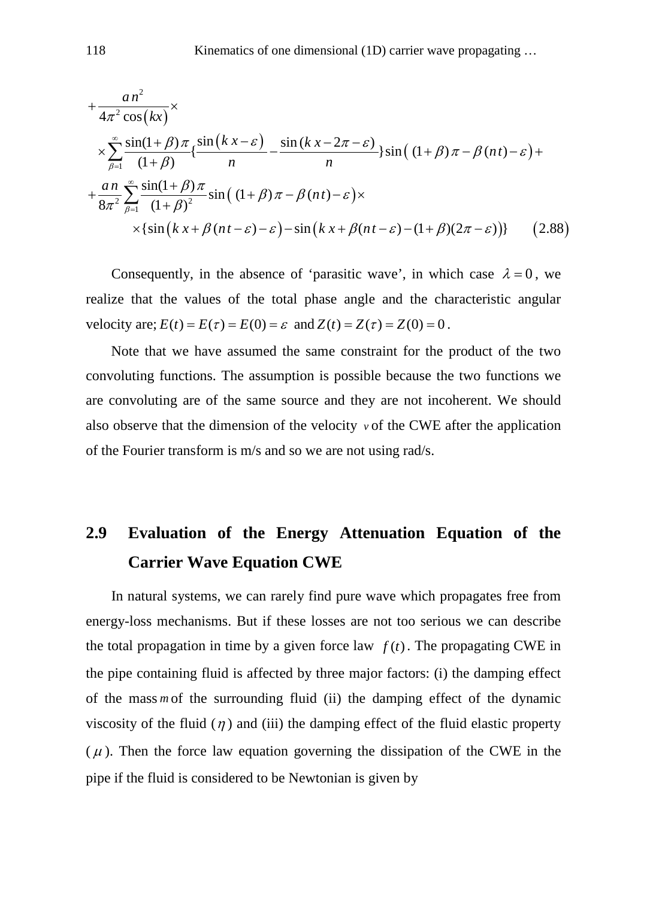$$
+\frac{a\,n^2}{4\pi^2\cos(kx)}\times
$$

$$
\times\sum_{\beta=1}^{\infty}\frac{\sin(1+\beta)\pi}{(1+\beta)}\{\frac{\sin(k\,x-\varepsilon)}{n}-\frac{\sin(k\,x-2\pi-\varepsilon)}{n}\}\sin\left((1+\beta)\pi-\beta(nt)-\varepsilon\right)+
$$

$$
+\frac{a\,n}{8\pi^2}\sum_{\beta=1}^{\infty}\frac{\sin(1+\beta)\pi}{(1+\beta)^2}\sin\left((1+\beta)\pi-\beta(nt)-\varepsilon\right)\times
$$

$$
\times\{\sin\left(k\,x+\beta(nt-\varepsilon)-\varepsilon\right)-\sin\left(k\,x+\beta(nt-\varepsilon)-(1+\beta)(2\pi-\varepsilon)\right)\} \qquad (2.88)
$$

Consequently, in the absence of 'parasitic wave', in which case $\lambda = 0$, we realize that the values of the total phase angle and the characteristic angular velocity are; $E(t) = E(\tau) = E(0) = \varepsilon$ and $Z(t) = Z(\tau) = Z(0) = 0$.

Note that we have assumed the same constraint for the product of the two convoluting functions. The assumption is possible because the two functions we are convoluting are of the same source and they are not incoherent. We should also observe that the dimension of the velocity $v$ of the CWE after the application of the Fourier transform is m/s and so we are not using rad/s.

## 2.9 Evaluation of the Energy Attenuation Equation of the Carrier Wave Equation CWE

In natural systems, we can rarely find pure wave which propagates free from energy-loss mechanisms. But if these losses are not too serious we can describe the total propagation in time by a given force law $f(t)$. The propagating CWE in the pipe containing fluid is affected by three major factors: (i) the damping effect of the mass $m$ of the surrounding fluid (ii) the damping effect of the dynamic viscosity of the fluid ($\eta$) and (iii) the damping effect of the fluid elastic property ($\mu$). Then the force law equation governing the dissipation of the CWE in the pipe if the fluid is considered to be Newtonian is given by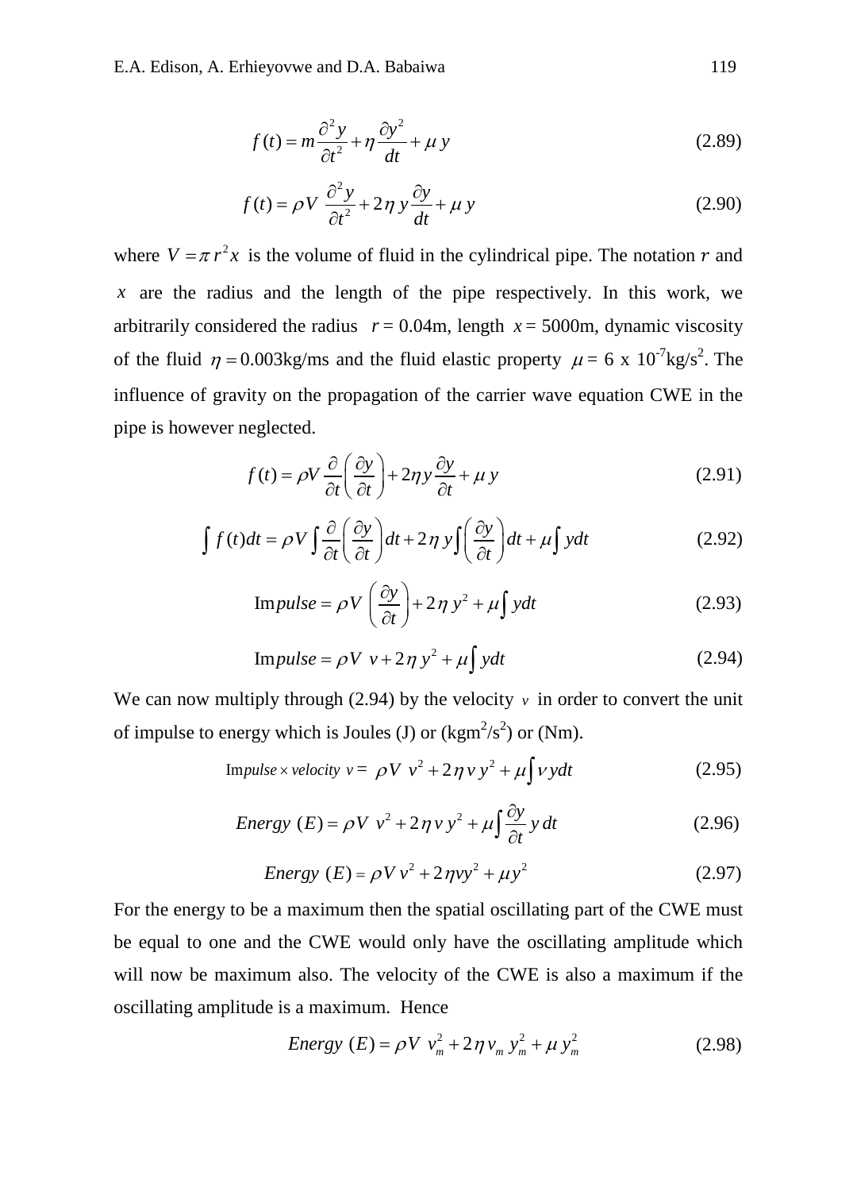$$f(t) = m\frac{\partial^2 y}{\partial t^2} + \eta\frac{\partial y^2}{dt} + \mu\, y \tag{2.89}$$

$$f(t) = \rho V\ \frac{\partial^2 y}{\partial t^2} + 2\eta\, y\frac{\partial y}{dt} + \mu\, y \tag{2.90}$$

where $V = \pi\, r^2 x$ is the volume of fluid in the cylindrical pipe. The notation $r$ and $x$ are the radius and the length of the pipe respectively. In this work, we arbitrarily considered the radius $r = 0.04$m, length $x = 5000$m, dynamic viscosity of the fluid $\eta = 0.003$kg/ms and the fluid elastic property $\mu = 6 \times 10^{-7}$kg/s$^2$. The influence of gravity on the propagation of the carrier wave equation CWE in the pipe is however neglected.

$$f(t) = \rho V\frac{\partial}{\partial t}\left(\frac{\partial y}{\partial t}\right) + 2\eta y\frac{\partial y}{\partial t} + \mu\, y \tag{2.91}$$

$$\int f(t)dt = \rho V\int\frac{\partial}{\partial t}\left(\frac{\partial y}{\partial t}\right)dt + 2\eta\, y\int\left(\frac{\partial y}{\partial t}\right)dt + \mu\int y dt \tag{2.92}$$

$$\text{Im}pulse = \rho V\ \left(\frac{\partial y}{\partial t}\right) + 2\eta\, y^2 + \mu\int y dt \tag{2.93}$$

$$\text{Im}pulse = \rho V\ v + 2\eta\, y^2 + \mu\int y dt \tag{2.94}$$

We can now multiply through (2.94) by the velocity $v$ in order to convert the unit of impulse to energy which is Joules (J) or (kgm$^2$/s$^2$) or (Nm).

$$\text{Im}pulse \times velocity\ v = \ \rho V\ v^2 + 2\eta\, v\, y^2 + \mu\int v\, y dt \tag{2.95}$$

$$Energy\ (E) = \rho V\ v^2 + 2\eta\, v\, y^2 + \mu\int\frac{\partial y}{\partial t}\, y\, dt \tag{2.96}$$

$$Energy\ (E) = \rho V\, v^2 + 2\eta v y^2 + \mu y^2 \tag{2.97}$$

For the energy to be a maximum then the spatial oscillating part of the CWE must be equal to one and the CWE would only have the oscillating amplitude which will now be maximum also. The velocity of the CWE is also a maximum if the oscillating amplitude is a maximum. Hence

$$Energy\ (E) = \rho V\ v_m^2 + 2\eta\, v_m\, y_m^2 + \mu\, y_m^2 \tag{2.98}$$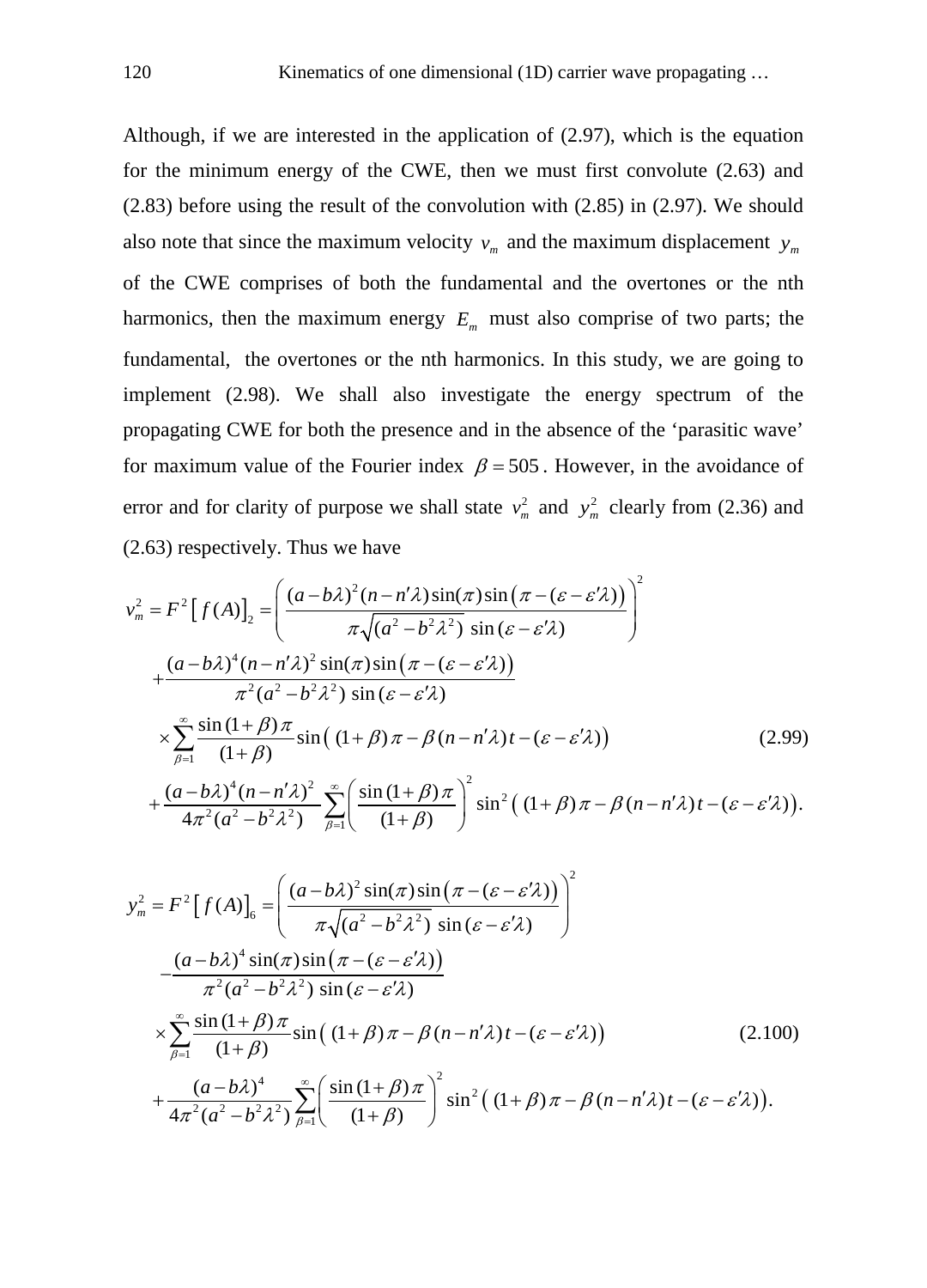Although, if we are interested in the application of (2.97), which is the equation for the minimum energy of the CWE, then we must first convolute (2.63) and (2.83) before using the result of the convolution with (2.85) in (2.97). We should also note that since the maximum velocity $v_m$ and the maximum displacement $y_m$ of the CWE comprises of both the fundamental and the overtones or the nth harmonics, then the maximum energy $E_m$ must also comprise of two parts; the fundamental, the overtones or the nth harmonics. In this study, we are going to implement (2.98). We shall also investigate the energy spectrum of the propagating CWE for both the presence and in the absence of the 'parasitic wave' for maximum value of the Fourier index $\beta = 505$. However, in the avoidance of error and for clarity of purpose we shall state $v_m^2$ and $y_m^2$ clearly from (2.36) and (2.63) respectively. Thus we have

$$
\begin{aligned}
v_m^2 = F^2\left[f(A)\right]_2 &= \left( \frac{(a-b\lambda)^2 (n-n'\lambda)\sin(\pi)\sin\left(\pi-(\varepsilon-\varepsilon'\lambda)\right)}{\pi\sqrt{(a^2-b^2\lambda^2)}\ \sin(\varepsilon-\varepsilon'\lambda)} \right)^2 \\
&+ \frac{(a-b\lambda)^4 (n-n'\lambda)^2 \sin(\pi)\sin\left(\pi-(\varepsilon-\varepsilon'\lambda)\right)}{\pi^2(a^2-b^2\lambda^2)\ \sin(\varepsilon-\varepsilon'\lambda)} \\
&\times \sum_{\beta=1}^{\infty} \frac{\sin(1+\beta)\pi}{(1+\beta)} \sin\left((1+\beta)\pi - \beta(n-n'\lambda)t - (\varepsilon-\varepsilon'\lambda)\right) \qquad (2.99) \\
&+ \frac{(a-b\lambda)^4 (n-n'\lambda)^2}{4\pi^2(a^2-b^2\lambda^2)} \sum_{\beta=1}^{\infty} \left( \frac{\sin(1+\beta)\pi}{(1+\beta)} \right)^2 \sin^2\left((1+\beta)\pi - \beta(n-n'\lambda)t - (\varepsilon-\varepsilon'\lambda)\right).
\end{aligned}
$$

$$
\begin{aligned}
y_m^2 = F^2\left[f(A)\right]_6 &= \left( \frac{(a-b\lambda)^2 \sin(\pi)\sin\left(\pi-(\varepsilon-\varepsilon'\lambda)\right)}{\pi\sqrt{(a^2-b^2\lambda^2)}\ \sin(\varepsilon-\varepsilon'\lambda)} \right)^2 \\
&- \frac{(a-b\lambda)^4 \sin(\pi)\sin\left(\pi-(\varepsilon-\varepsilon'\lambda)\right)}{\pi^2(a^2-b^2\lambda^2)\ \sin(\varepsilon-\varepsilon'\lambda)} \\
&\times \sum_{\beta=1}^{\infty} \frac{\sin(1+\beta)\pi}{(1+\beta)} \sin\left((1+\beta)\pi - \beta(n-n'\lambda)t - (\varepsilon-\varepsilon'\lambda)\right) \qquad (2.100) \\
&+ \frac{(a-b\lambda)^4}{4\pi^2(a^2-b^2\lambda^2)} \sum_{\beta=1}^{\infty} \left( \frac{\sin(1+\beta)\pi}{(1+\beta)} \right)^2 \sin^2\left((1+\beta)\pi - \beta(n-n'\lambda)t - (\varepsilon-\varepsilon'\lambda)\right).
\end{aligned}
$$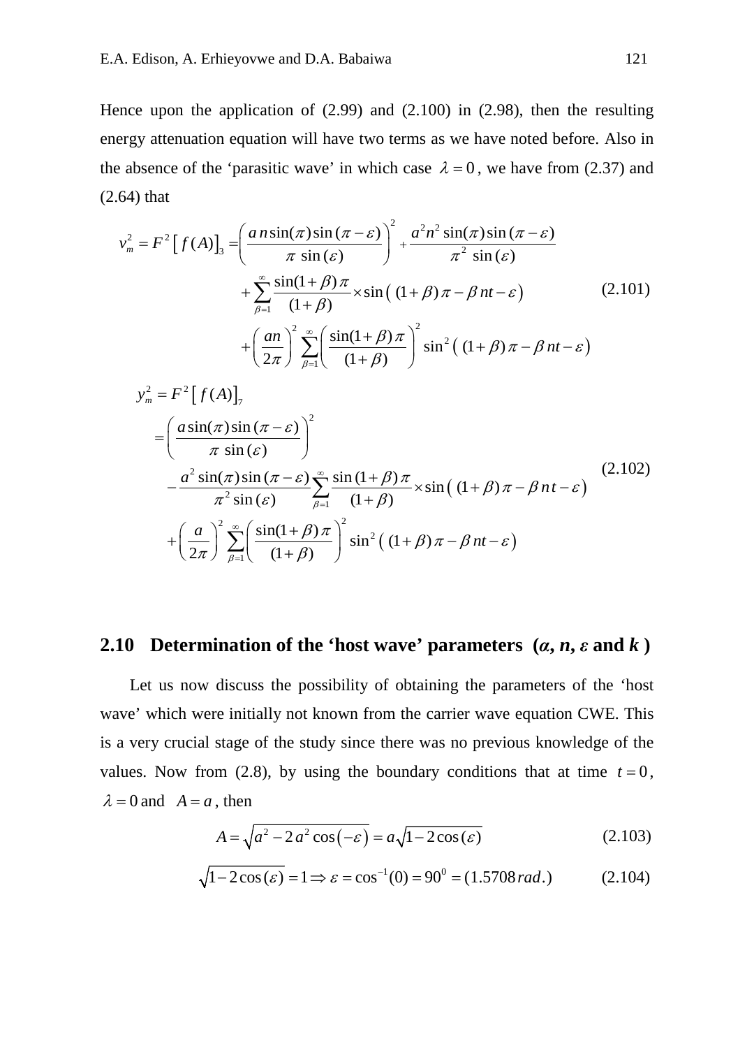Hence upon the application of (2.99) and (2.100) in (2.98), then the resulting energy attenuation equation will have two terms as we have noted before. Also in the absence of the 'parasitic wave' in which case $\lambda = 0$, we have from (2.37) and (2.64) that

$$
\begin{aligned}
v_m^2 = F^2\left[f(A)\right]_3 = &\left(\frac{a\,n\sin(\pi)\sin(\pi-\varepsilon)}{\pi\,\sin(\varepsilon)}\right)^2 + \frac{a^2n^2\sin(\pi)\sin(\pi-\varepsilon)}{\pi^2\,\sin(\varepsilon)} \\
&+\sum_{\beta=1}^{\infty}\frac{\sin(1+\beta)\,\pi}{(1+\beta)}\times\sin\left((1+\beta)\,\pi-\beta\,nt-\varepsilon\right) \\
&+\left(\frac{an}{2\pi}\right)^2\sum_{\beta=1}^{\infty}\left(\frac{\sin(1+\beta)\,\pi}{(1+\beta)}\right)^2\sin^2\left((1+\beta)\,\pi-\beta\,nt-\varepsilon\right)
\end{aligned}
\tag{2.101}
$$

$$
\begin{aligned}
y_m^2 &= F^2\left[f(A)\right]_7 \\
&=\left(\frac{a\sin(\pi)\sin(\pi-\varepsilon)}{\pi\,\sin(\varepsilon)}\right)^2 \\
&\quad-\frac{a^2\sin(\pi)\sin(\pi-\varepsilon)}{\pi^2\sin(\varepsilon)}\sum_{\beta=1}^{\infty}\frac{\sin(1+\beta)\,\pi}{(1+\beta)}\times\sin\left((1+\beta)\,\pi-\beta\,n\,t-\varepsilon\right) \\
&\quad+\left(\frac{a}{2\pi}\right)^2\sum_{\beta=1}^{\infty}\left(\frac{\sin(1+\beta)\,\pi}{(1+\beta)}\right)^2\sin^2\left((1+\beta)\,\pi-\beta\,nt-\varepsilon\right)
\end{aligned}
\tag{2.102}
$$

## 2.10 Determination of the 'host wave' parameters (*α*, *n*, *ε* and *k*)

Let us now discuss the possibility of obtaining the parameters of the 'host wave' which were initially not known from the carrier wave equation CWE. This is a very crucial stage of the study since there was no previous knowledge of the values. Now from (2.8), by using the boundary conditions that at time $t = 0$, $\lambda = 0$ and $A = a$, then

$$
A=\sqrt{a^2-2\,a^2\cos(-\varepsilon)}=a\sqrt{1-2\cos(\varepsilon)} \tag{2.103}
$$

$$
\sqrt{1-2\cos(\varepsilon)}=1\Rightarrow\varepsilon=\cos^{-1}(0)=90^0=(1.5708\,rad.) \tag{2.104}
$$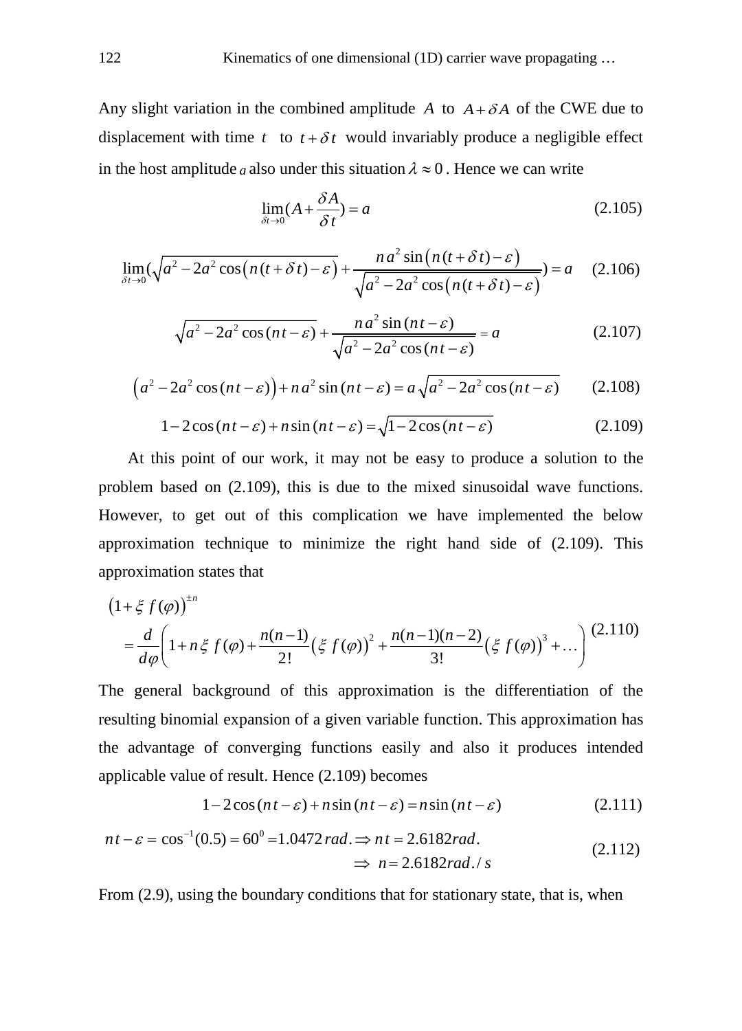Any slight variation in the combined amplitude $A$ to $A+\delta A$ of the CWE due to displacement with time $t$ to $t+\delta t$ would invariably produce a negligible effect in the host amplitude $a$ also under this situation $\lambda \approx 0$ . Hence we can write

$$\lim_{\delta t \to 0}(A+\frac{\delta A}{\delta t}) = a \tag{2.105}$$

$$\lim_{\delta t \to 0}(\sqrt{a^2-2a^2\cos\left(n(t+\delta t)-\varepsilon\right)}+\frac{n a^2 \sin\left(n(t+\delta t)-\varepsilon\right)}{\sqrt{a^2-2a^2\cos\left(n(t+\delta t)-\varepsilon\right)}}) = a \tag{2.106}$$

$$\sqrt{a^2-2a^2\cos(nt-\varepsilon)}+\frac{n a^2\sin(nt-\varepsilon)}{\sqrt{a^2-2a^2\cos(nt-\varepsilon)}} = a \tag{2.107}$$

$$\left(a^2-2a^2\cos(nt-\varepsilon)\right)+n a^2\sin(nt-\varepsilon) = a\sqrt{a^2-2a^2\cos(nt-\varepsilon)} \tag{2.108}$$

$$1-2\cos(nt-\varepsilon)+n\sin(nt-\varepsilon) = \sqrt{1-2\cos(nt-\varepsilon)} \tag{2.109}$$

At this point of our work, it may not be easy to produce a solution to the problem based on (2.109), this is due to the mixed sinusoidal wave functions. However, to get out of this complication we have implemented the below approximation technique to minimize the right hand side of (2.109). This approximation states that

$$\begin{aligned}&\left(1+\xi\, f(\varphi)\right)^{\pm n} \\ &= \frac{d}{d\varphi}\left(1+n\xi\, f(\varphi)+\frac{n(n-1)}{2!}\left(\xi\, f(\varphi)\right)^2+\frac{n(n-1)(n-2)}{3!}\left(\xi\, f(\varphi)\right)^3+\ldots\right)\end{aligned} \tag{2.110}$$

The general background of this approximation is the differentiation of the resulting binomial expansion of a given variable function. This approximation has the advantage of converging functions easily and also it produces intended applicable value of result. Hence (2.109) becomes

$$1-2\cos(nt-\varepsilon)+n\sin(nt-\varepsilon) = n\sin(nt-\varepsilon) \tag{2.111}$$

$$\begin{aligned}nt-\varepsilon = \cos^{-1}(0.5) = 60^0 = 1.0472\,rad. \Rightarrow nt = 2.6182\,rad.\\ \Rightarrow n = 2.6182\,rad./s\end{aligned} \tag{2.112}$$

From (2.9), using the boundary conditions that for stationary state, that is, when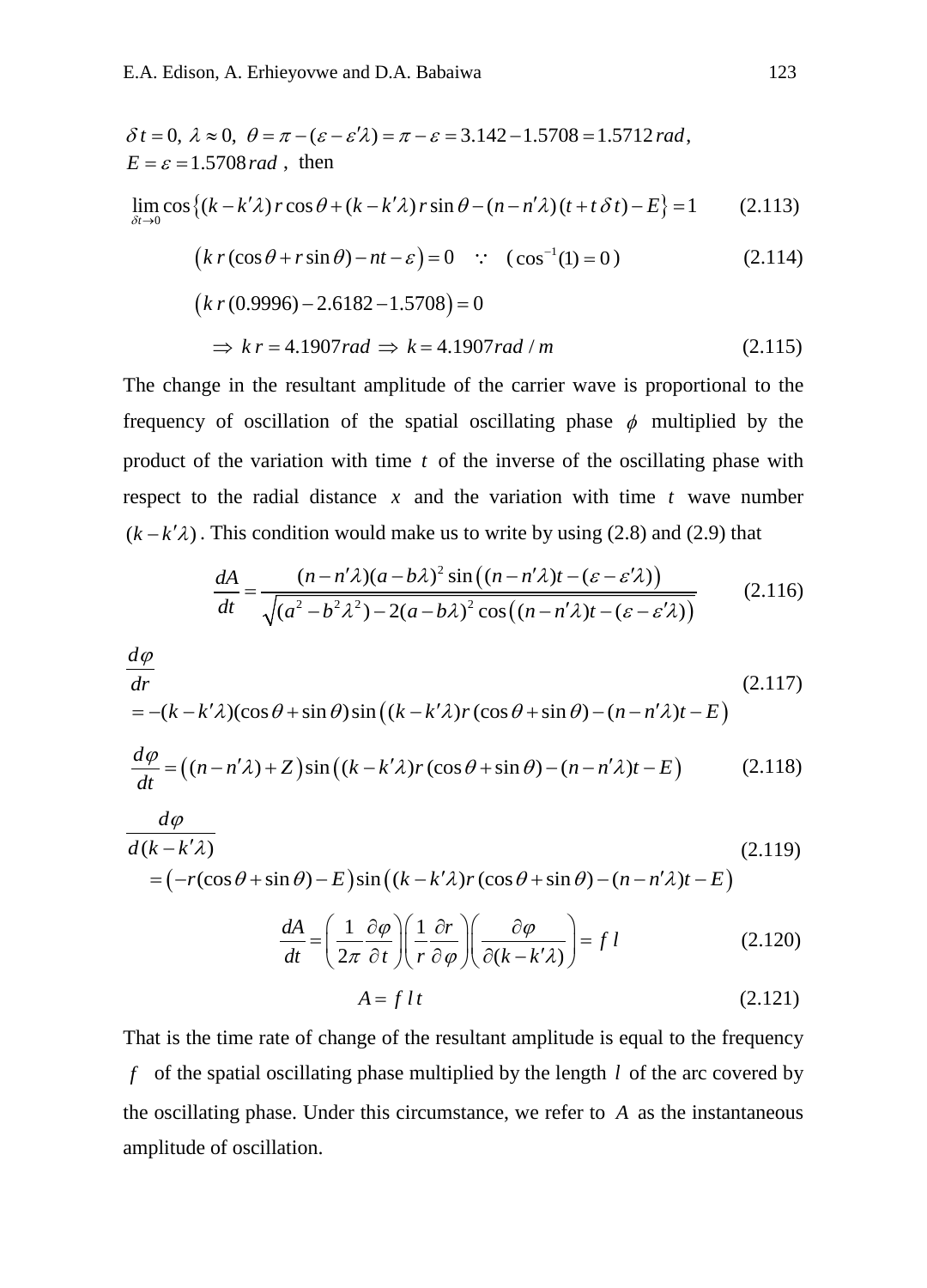$\delta t = 0,\ \lambda \approx 0,\ \theta = \pi - (\varepsilon - \varepsilon'\lambda) = \pi - \varepsilon = 3.142 - 1.5708 = 1.5712\,rad$,
$E = \varepsilon = 1.5708\,rad$ , then

$$\lim_{\delta t \to 0} \cos\left\{(k - k'\lambda)\, r\cos\theta + (k - k'\lambda)\, r\sin\theta - (n - n'\lambda)(t + t\,\delta t) - E\right\} = 1 \tag{2.113}$$

$$\left(k\, r(\cos\theta + r\sin\theta) - nt - \varepsilon\right) = 0 \quad \because \quad (\cos^{-1}(1) = 0) \tag{2.114}$$

$$\left(k\, r(0.9996) - 2.6182 - 1.5708\right) = 0$$

$$\Rightarrow\ k\, r = 4.1907 rad\ \Rightarrow\ k = 4.1907 rad\,/\,m \tag{2.115}$$

The change in the resultant amplitude of the carrier wave is proportional to the frequency of oscillation of the spatial oscillating phase $\phi$ multiplied by the product of the variation with time $t$ of the inverse of the oscillating phase with respect to the radial distance $x$ and the variation with time $t$ wave number $(k - k'\lambda)$. This condition would make us to write by using (2.8) and (2.9) that

$$\frac{dA}{dt} = \frac{(n - n'\lambda)(a - b\lambda)^2 \sin\left((n - n'\lambda)t - (\varepsilon - \varepsilon'\lambda)\right)}{\sqrt{(a^2 - b^2\lambda^2) - 2(a - b\lambda)^2 \cos\left((n - n'\lambda)t - (\varepsilon - \varepsilon'\lambda)\right)}} \tag{2.116}$$

$$\begin{aligned}&\frac{d\varphi}{dr}\\ &= -(k - k'\lambda)(\cos\theta + \sin\theta)\sin\left((k - k'\lambda)r\,(\cos\theta + \sin\theta) - (n - n'\lambda)t - E\right)\end{aligned} \tag{2.117}$$

$$\frac{d\varphi}{dt} = \left((n - n'\lambda) + Z\right)\sin\left((k - k'\lambda)r\,(\cos\theta + \sin\theta) - (n - n'\lambda)t - E\right) \tag{2.118}$$

$$\begin{aligned}&\frac{d\varphi}{d(k - k'\lambda)}\\ &= \left(-r(\cos\theta + \sin\theta) - E\right)\sin\left((k - k'\lambda)r\,(\cos\theta + \sin\theta) - (n - n'\lambda)t - E\right)\end{aligned} \tag{2.119}$$

$$\frac{dA}{dt} = \left(\frac{1}{2\pi}\frac{\partial\varphi}{\partial t}\right)\left(\frac{1}{r}\frac{\partial r}{\partial\varphi}\right)\left(\frac{\partial\varphi}{\partial(k - k'\lambda)}\right) = f\, l \tag{2.120}$$

$$A = f\, l\, t \tag{2.121}$$

That is the time rate of change of the resultant amplitude is equal to the frequency $f$ of the spatial oscillating phase multiplied by the length $l$ of the arc covered by the oscillating phase. Under this circumstance, we refer to $A$ as the instantaneous amplitude of oscillation.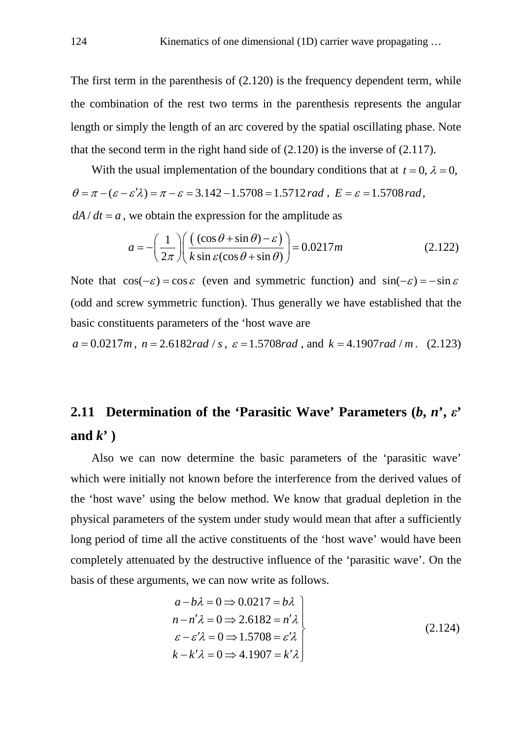The first term in the parenthesis of (2.120) is the frequency dependent term, while the combination of the rest two terms in the parenthesis represents the angular length or simply the length of an arc covered by the spatial oscillating phase. Note that the second term in the right hand side of (2.120) is the inverse of (2.117).

With the usual implementation of the boundary conditions that at $t = 0,\ \lambda = 0$, $\theta = \pi - (\varepsilon - \varepsilon'\lambda) = \pi - \varepsilon = 3.142 - 1.5708 = 1.5712\,rad$, $E = \varepsilon = 1.5708\,rad$, $dA/dt = a$, we obtain the expression for the amplitude as

$$a = -\left(\frac{1}{2\pi}\right)\left(\frac{\left((\cos\theta + \sin\theta) - \varepsilon\right)}{k\sin\varepsilon(\cos\theta + \sin\theta)}\right) = 0.0217m \tag{2.122}$$

Note that $\cos(-\varepsilon) = \cos\varepsilon$ (even and symmetric function) and $\sin(-\varepsilon) = -\sin\varepsilon$ (odd and screw symmetric function). Thus generally we have established that the basic constituents parameters of the 'host wave are

$a = 0.0217m$, $n = 2.6182rad/s$, $\varepsilon = 1.5708rad$, and $k = 4.1907rad/m$. (2.123)

## 2.11 Determination of the 'Parasitic Wave' Parameters (*b, n', ε'* and *k'* )

Also we can now determine the basic parameters of the 'parasitic wave' which were initially not known before the interference from the derived values of the 'host wave' using the below method. We know that gradual depletion in the physical parameters of the system under study would mean that after a sufficiently long period of time all the active constituents of the 'host wave' would have been completely attenuated by the destructive influence of the 'parasitic wave'. On the basis of these arguments, we can now write as follows.

$$\left.\begin{aligned} a - b\lambda = 0 &\Rightarrow 0.0217 = b\lambda \\ n - n'\lambda = 0 &\Rightarrow 2.6182 = n'\lambda \\ \varepsilon - \varepsilon'\lambda = 0 &\Rightarrow 1.5708 = \varepsilon'\lambda \\ k - k'\lambda = 0 &\Rightarrow 4.1907 = k'\lambda \end{aligned}\right\} \tag{2.124}$$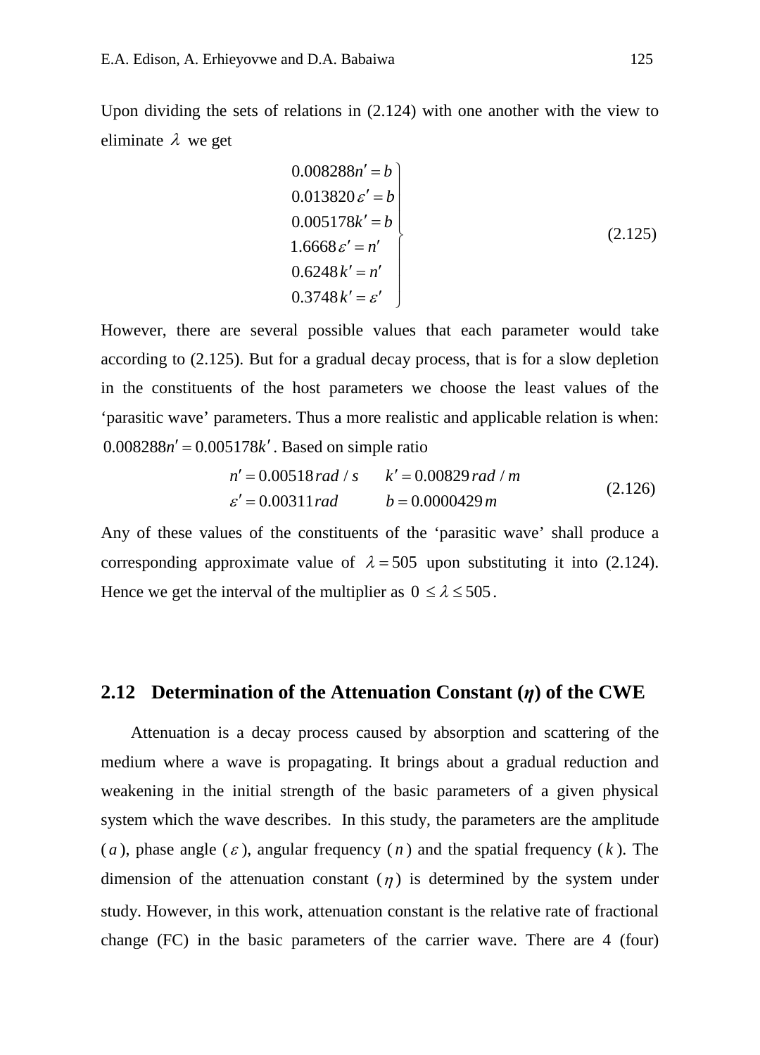Upon dividing the sets of relations in (2.124) with one another with the view to eliminate $\lambda$ we get

$$
\left.\begin{array}{l}
0.008288n' = b \\
0.013820\,\varepsilon' = b \\
0.005178k' = b \\
1.6668\,\varepsilon' = n' \\
0.6248\,k' = n' \\
0.3748\,k' = \varepsilon'
\end{array}\right\} \tag{2.125}
$$

However, there are several possible values that each parameter would take according to (2.125). But for a gradual decay process, that is for a slow depletion in the constituents of the host parameters we choose the least values of the 'parasitic wave' parameters. Thus a more realistic and applicable relation is when: $0.008288n' = 0.005178k'$. Based on simple ratio

$$
\begin{array}{ll}
n' = 0.00518\,rad\,/\,s & k' = 0.00829\,rad\,/\,m \\
\varepsilon' = 0.00311\,rad & b = 0.0000429\,m
\end{array} \tag{2.126}
$$

Any of these values of the constituents of the 'parasitic wave' shall produce a corresponding approximate value of $\lambda = 505$ upon substituting it into (2.124). Hence we get the interval of the multiplier as $0 \le \lambda \le 505$.

## 2.12 Determination of the Attenuation Constant ($\eta$) of the CWE

Attenuation is a decay process caused by absorption and scattering of the medium where a wave is propagating. It brings about a gradual reduction and weakening in the initial strength of the basic parameters of a given physical system which the wave describes. In this study, the parameters are the amplitude ($a$), phase angle ($\varepsilon$), angular frequency ($n$) and the spatial frequency ($k$). The dimension of the attenuation constant ($\eta$) is determined by the system under study. However, in this work, attenuation constant is the relative rate of fractional change (FC) in the basic parameters of the carrier wave. There are 4 (four)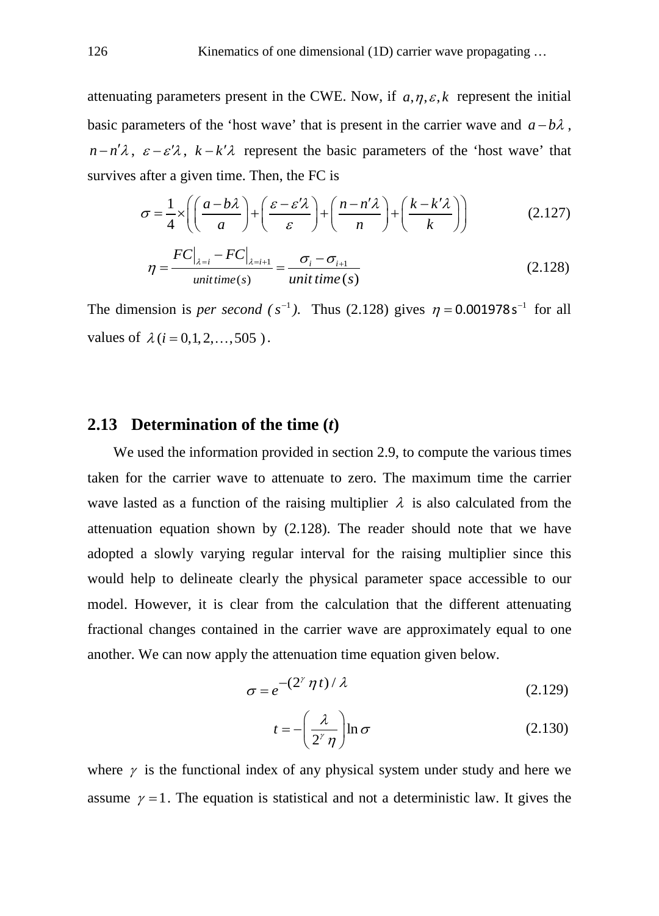attenuating parameters present in the CWE. Now, if $a, \eta, \varepsilon, k$ represent the initial basic parameters of the 'host wave' that is present in the carrier wave and $a - b\lambda$, $n - n'\lambda$, $\varepsilon - \varepsilon'\lambda$, $k - k'\lambda$ represent the basic parameters of the 'host wave' that survives after a given time. Then, the FC is

$$\sigma = \frac{1}{4} \times \left( \left( \frac{a - b\lambda}{a} \right) + \left( \frac{\varepsilon - \varepsilon'\lambda}{\varepsilon} \right) + \left( \frac{n - n'\lambda}{n} \right) + \left( \frac{k - k'\lambda}{k} \right) \right) \tag{2.127}$$

$$\eta = \frac{FC|_{\lambda = i} - FC|_{\lambda = i+1}}{unit\, time(s)} = \frac{\sigma_i - \sigma_{i+1}}{unit\, time\,(s)} \tag{2.128}$$

The dimension is *per second* ($s^{-1}$). Thus (2.128) gives $\eta = 0.001978\,\mathrm{s}^{-1}$ for all values of $\lambda\,(i = 0, 1, 2, \ldots, 505\,)$.

## 2.13 Determination of the time (*t*)

We used the information provided in section 2.9, to compute the various times taken for the carrier wave to attenuate to zero. The maximum time the carrier wave lasted as a function of the raising multiplier $\lambda$ is also calculated from the attenuation equation shown by (2.128). The reader should note that we have adopted a slowly varying regular interval for the raising multiplier since this would help to delineate clearly the physical parameter space accessible to our model. However, it is clear from the calculation that the different attenuating fractional changes contained in the carrier wave are approximately equal to one another. We can now apply the attenuation time equation given below.

$$\sigma = e^{-(2^{\gamma}\,\eta\, t)/\lambda} \tag{2.129}$$

$$t = -\left( \frac{\lambda}{2^{\gamma}\,\eta} \right) \ln \sigma \tag{2.130}$$

where $\gamma$ is the functional index of any physical system under study and here we assume $\gamma = 1$. The equation is statistical and not a deterministic law. It gives the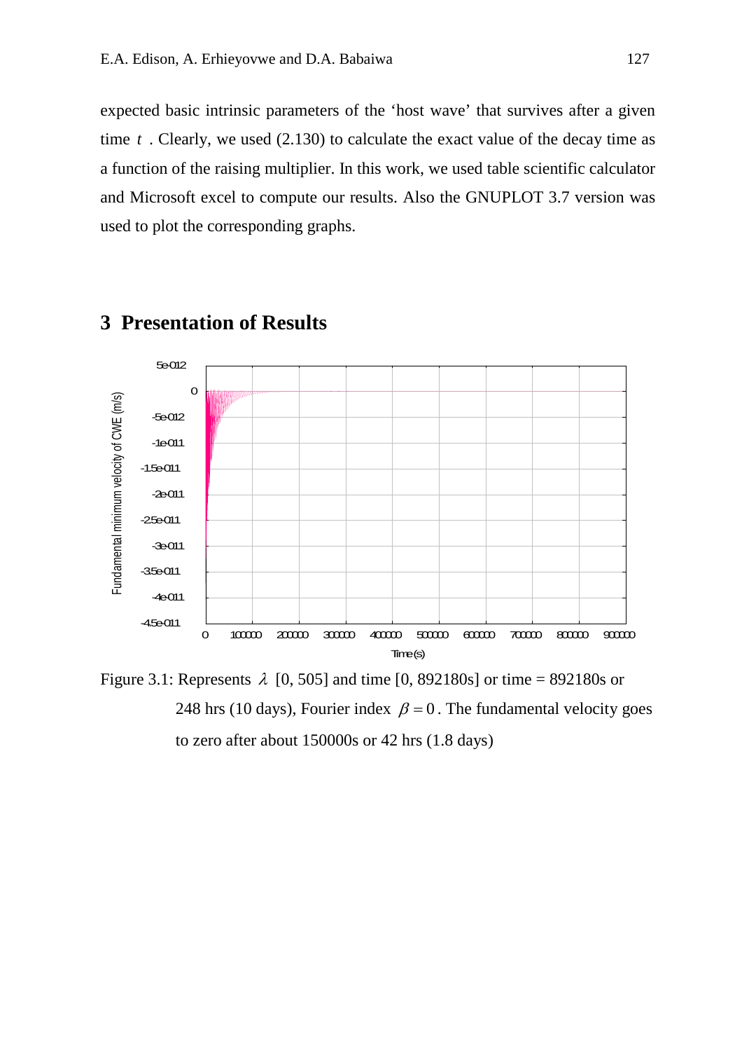expected basic intrinsic parameters of the 'host wave' that survives after a given time $t$ . Clearly, we used (2.130) to calculate the exact value of the decay time as a function of the raising multiplier. In this work, we used table scientific calculator and Microsoft excel to compute our results. Also the GNUPLOT 3.7 version was used to plot the corresponding graphs.

# 3 Presentation of Results

Figure 3.1: Represents $\lambda$ [0, 505] and time [0, 892180s] or time = 892180s or 248 hrs (10 days), Fourier index $\beta = 0$ . The fundamental velocity goes to zero after about 150000s or 42 hrs (1.8 days)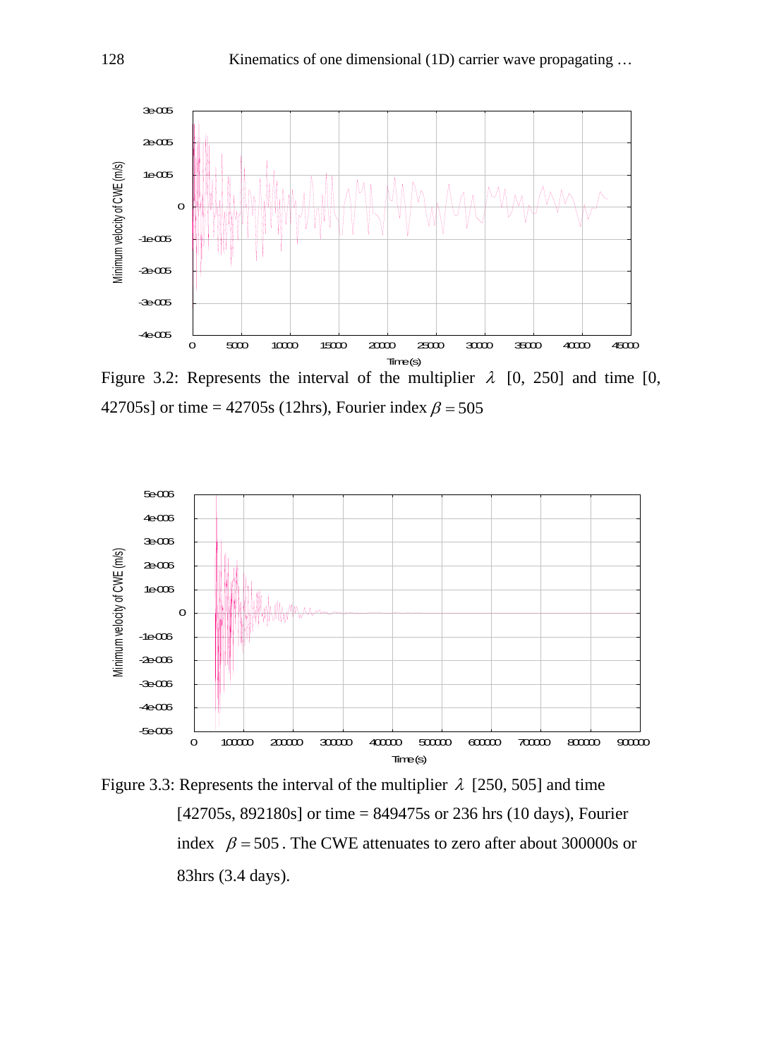Figure 3.2: Represents the interval of the multiplier $\lambda$ [0, 250] and time [0, 42705s] or time = 42705s (12hrs), Fourier index $\beta = 505$

Figure 3.3: Represents the interval of the multiplier $\lambda$ [250, 505] and time [42705s, 892180s] or time = 849475s or 236 hrs (10 days), Fourier index $\beta = 505$. The CWE attenuates to zero after about 300000s or 83hrs (3.4 days).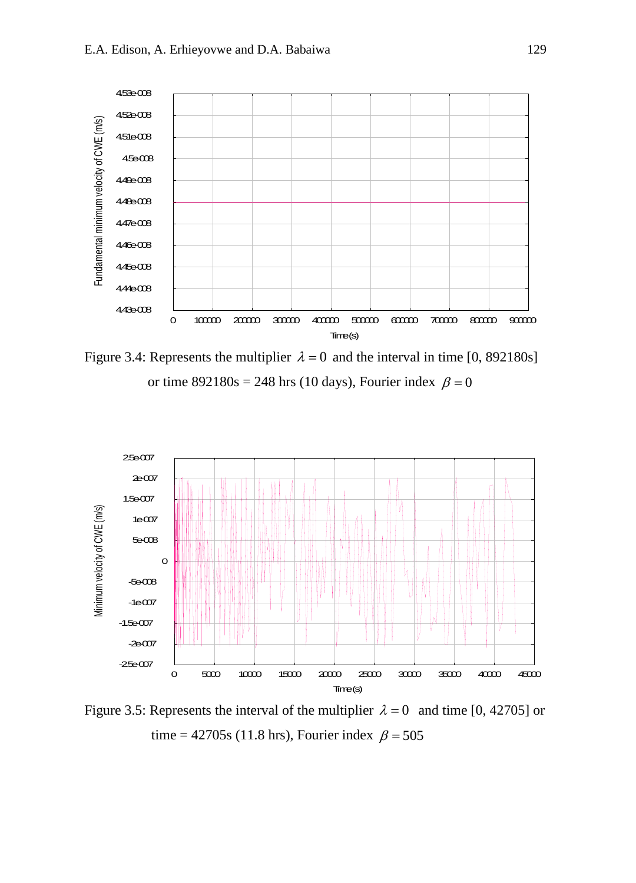Figure 3.4: Represents the multiplier $\lambda = 0$ and the interval in time [0, 892180s] or time 892180s = 248 hrs (10 days), Fourier index $\beta = 0$

Figure 3.5: Represents the interval of the multiplier $\lambda = 0$ and time [0, 42705] or time = 42705s (11.8 hrs), Fourier index $\beta = 505$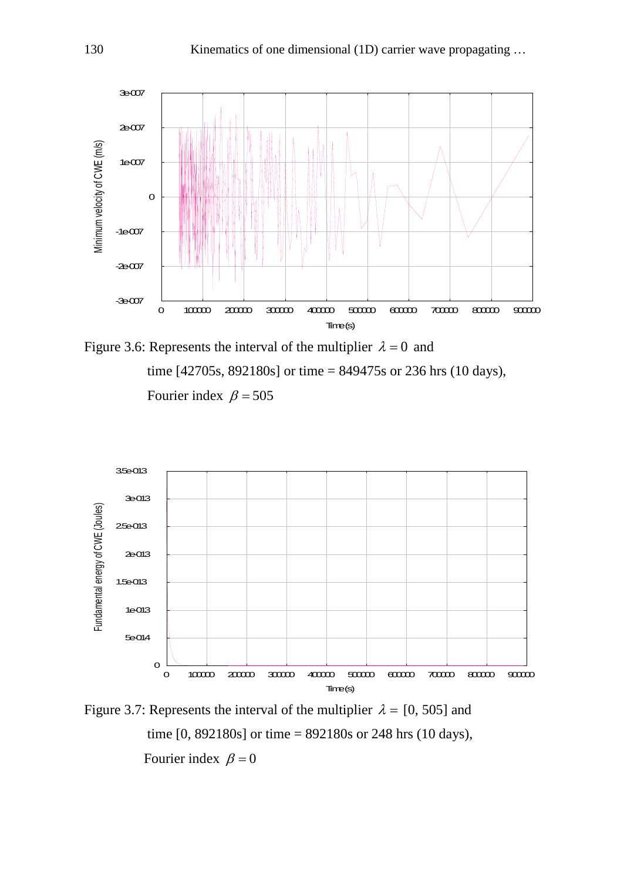Figure 3.6: Represents the interval of the multiplier $\lambda = 0$ and time [42705s, 892180s] or time = 849475s or 236 hrs (10 days), Fourier index $\beta = 505$

Figure 3.7: Represents the interval of the multiplier $\lambda =$ [0, 505] and time [0, 892180s] or time = 892180s or 248 hrs (10 days), Fourier index $\beta = 0$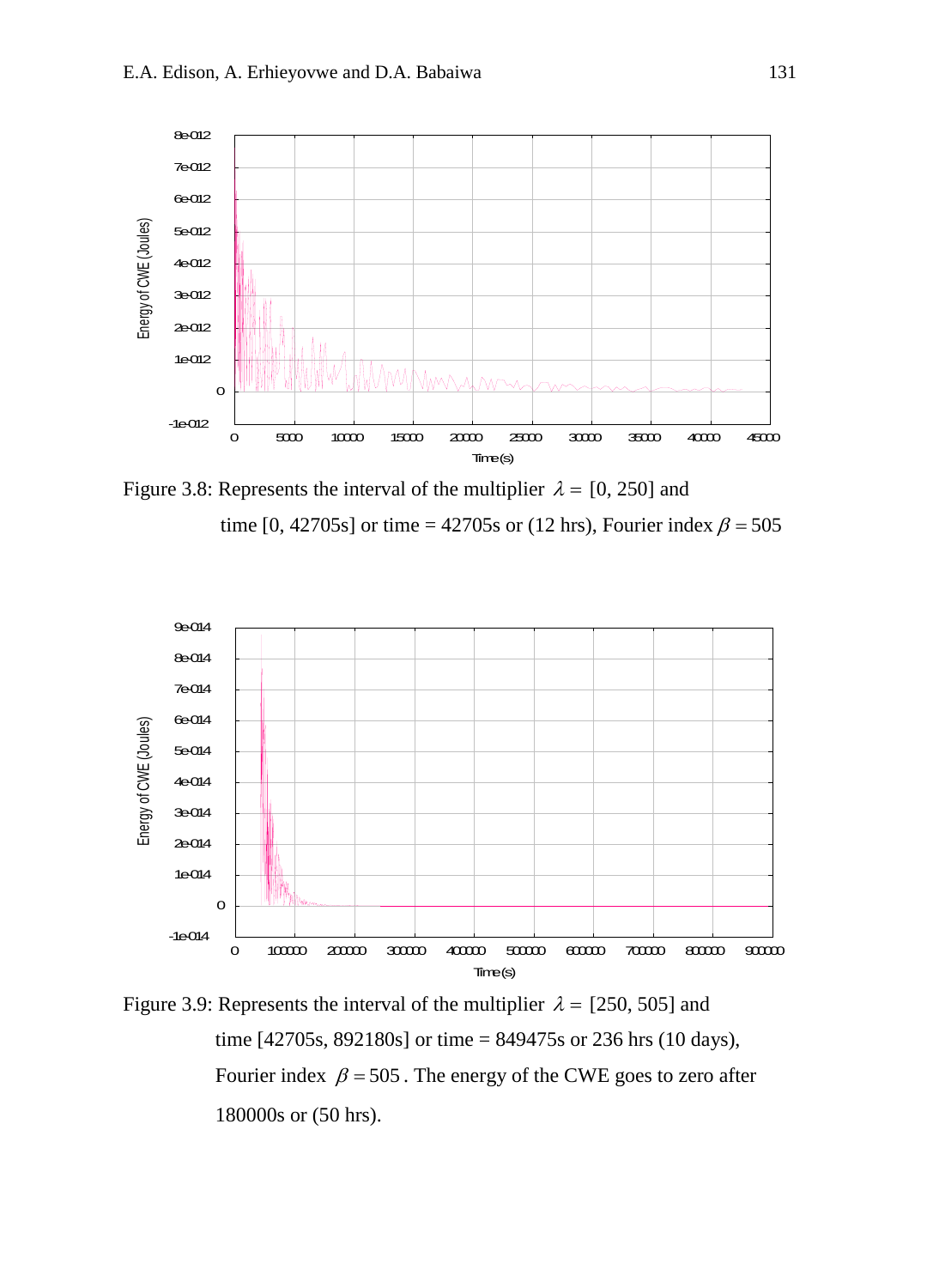Figure 3.8: Represents the interval of the multiplier $\lambda = [0, 250]$ and time $[0, 42705s]$ or time = 42705s or (12 hrs), Fourier index $\beta = 505$

Figure 3.9: Represents the interval of the multiplier $\lambda = [250, 505]$ and time $[42705s, 892180s]$ or time = 849475s or 236 hrs (10 days), Fourier index $\beta = 505$. The energy of the CWE goes to zero after 180000s or (50 hrs).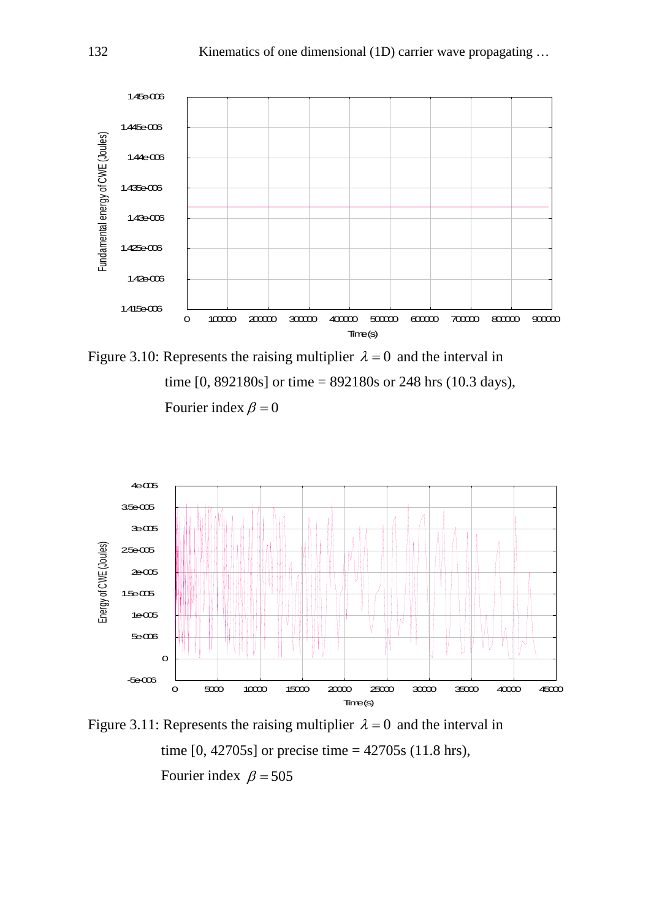Figure 3.10: Represents the raising multiplier $\lambda = 0$ and the interval in time [0, 892180s] or time = 892180s or 248 hrs (10.3 days), Fourier index $\beta = 0$

Figure 3.11: Represents the raising multiplier $\lambda = 0$ and the interval in time [0, 42705s] or precise time = 42705s (11.8 hrs), Fourier index $\beta = 505$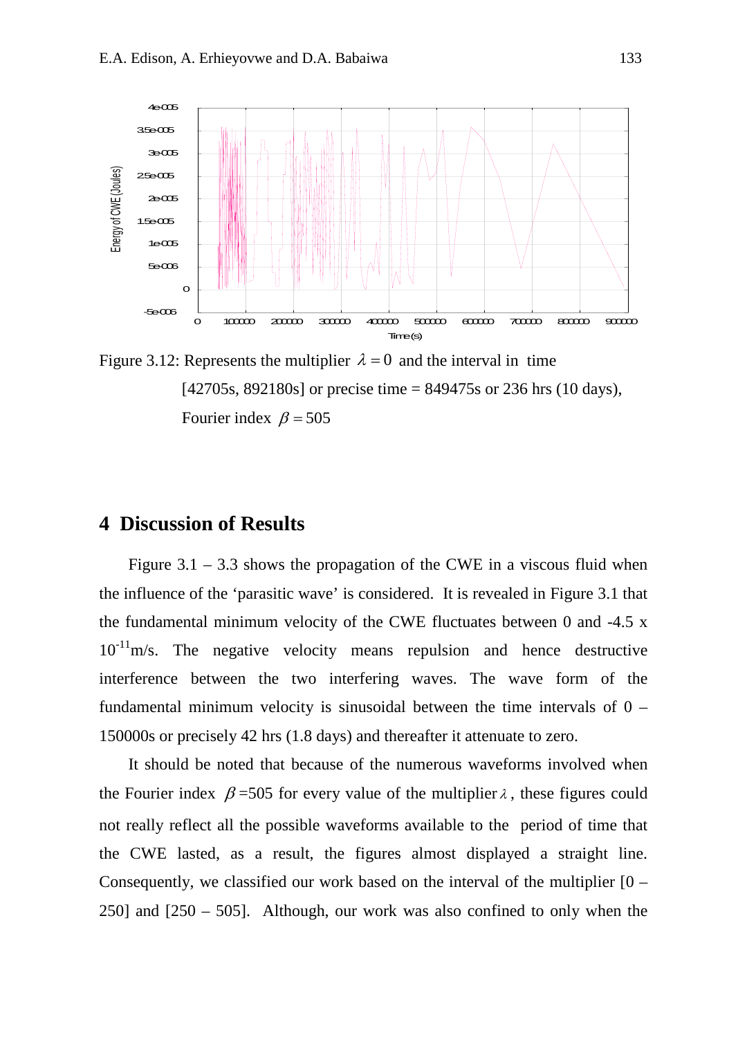Figure 3.12: Represents the multiplier $\lambda = 0$ and the interval in time [42705s, 892180s] or precise time = 849475s or 236 hrs (10 days), Fourier index $\beta = 505$

## 4 Discussion of Results

Figure 3.1 – 3.3 shows the propagation of the CWE in a viscous fluid when the influence of the 'parasitic wave' is considered. It is revealed in Figure 3.1 that the fundamental minimum velocity of the CWE fluctuates between 0 and -4.5 x $10^{-11}$m/s. The negative velocity means repulsion and hence destructive interference between the two interfering waves. The wave form of the fundamental minimum velocity is sinusoidal between the time intervals of 0 – 150000s or precisely 42 hrs (1.8 days) and thereafter it attenuate to zero.

It should be noted that because of the numerous waveforms involved when the Fourier index $\beta$=505 for every value of the multiplier $\lambda$, these figures could not really reflect all the possible waveforms available to the period of time that the CWE lasted, as a result, the figures almost displayed a straight line. Consequently, we classified our work based on the interval of the multiplier [0 – 250] and [250 – 505]. Although, our work was also confined to only when the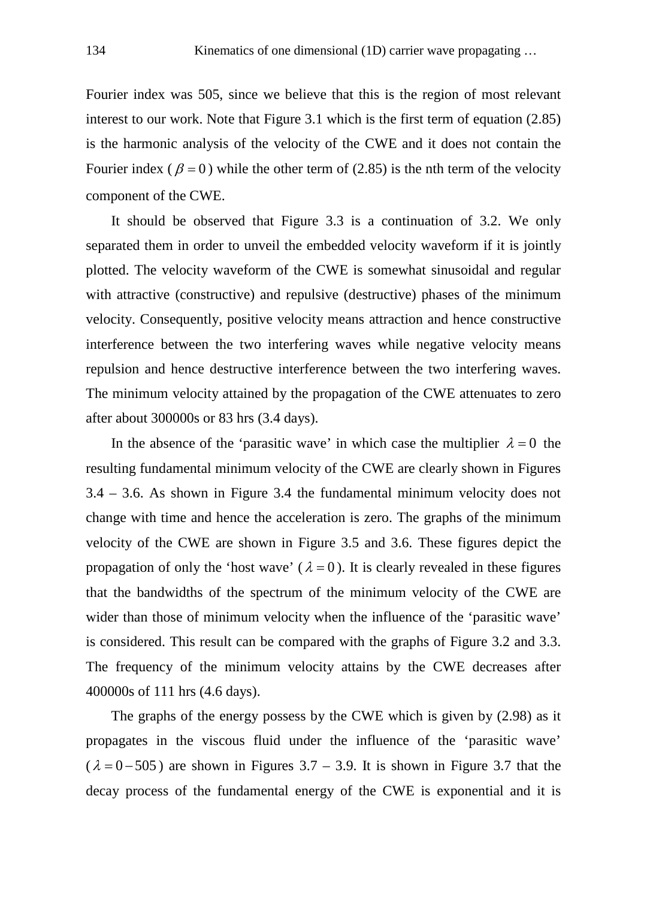Fourier index was 505, since we believe that this is the region of most relevant interest to our work. Note that Figure 3.1 which is the first term of equation (2.85) is the harmonic analysis of the velocity of the CWE and it does not contain the Fourier index ( $\beta = 0$ ) while the other term of (2.85) is the nth term of the velocity component of the CWE.

It should be observed that Figure 3.3 is a continuation of 3.2. We only separated them in order to unveil the embedded velocity waveform if it is jointly plotted. The velocity waveform of the CWE is somewhat sinusoidal and regular with attractive (constructive) and repulsive (destructive) phases of the minimum velocity. Consequently, positive velocity means attraction and hence constructive interference between the two interfering waves while negative velocity means repulsion and hence destructive interference between the two interfering waves. The minimum velocity attained by the propagation of the CWE attenuates to zero after about 300000s or 83 hrs (3.4 days).

In the absence of the 'parasitic wave' in which case the multiplier $\lambda = 0$ the resulting fundamental minimum velocity of the CWE are clearly shown in Figures 3.4 – 3.6. As shown in Figure 3.4 the fundamental minimum velocity does not change with time and hence the acceleration is zero. The graphs of the minimum velocity of the CWE are shown in Figure 3.5 and 3.6. These figures depict the propagation of only the 'host wave' ( $\lambda = 0$ ). It is clearly revealed in these figures that the bandwidths of the spectrum of the minimum velocity of the CWE are wider than those of minimum velocity when the influence of the 'parasitic wave' is considered. This result can be compared with the graphs of Figure 3.2 and 3.3. The frequency of the minimum velocity attains by the CWE decreases after 400000s of 111 hrs (4.6 days).

The graphs of the energy possess by the CWE which is given by (2.98) as it propagates in the viscous fluid under the influence of the 'parasitic wave' ( $\lambda = 0 - 505$ ) are shown in Figures 3.7 – 3.9. It is shown in Figure 3.7 that the decay process of the fundamental energy of the CWE is exponential and it is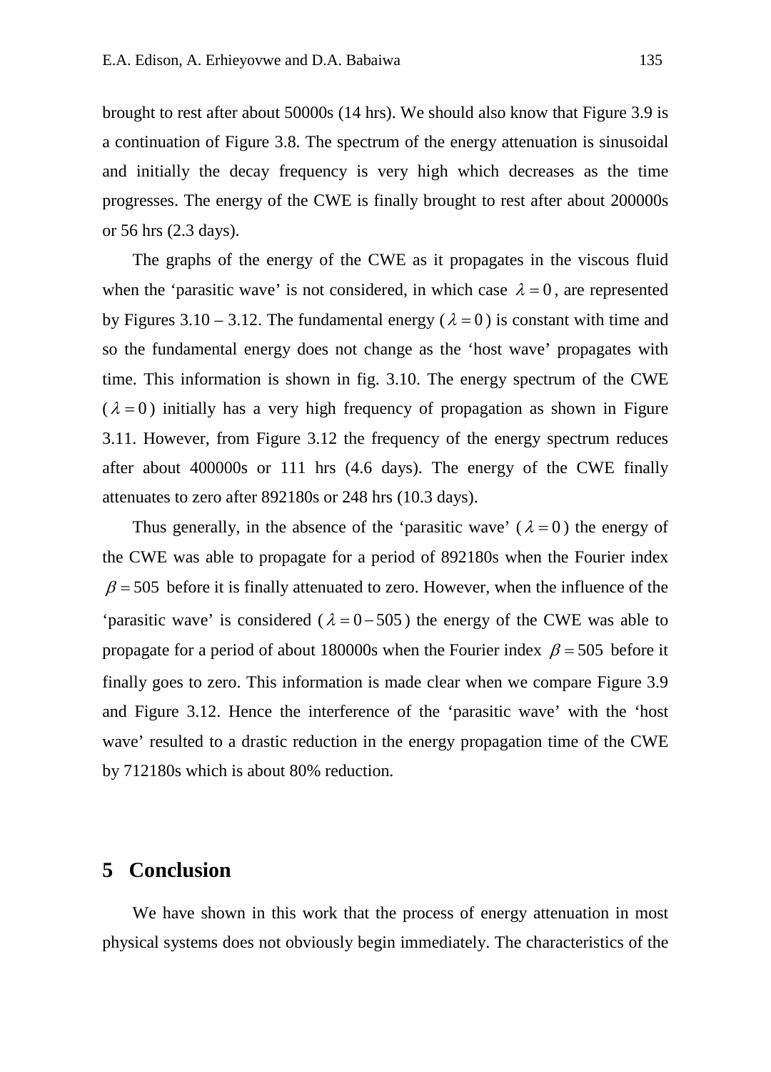brought to rest after about 50000s (14 hrs). We should also know that Figure 3.9 is a continuation of Figure 3.8. The spectrum of the energy attenuation is sinusoidal and initially the decay frequency is very high which decreases as the time progresses. The energy of the CWE is finally brought to rest after about 200000s or 56 hrs (2.3 days).

The graphs of the energy of the CWE as it propagates in the viscous fluid when the 'parasitic wave' is not considered, in which case $\lambda = 0$, are represented by Figures 3.10 – 3.12. The fundamental energy ($\lambda = 0$) is constant with time and so the fundamental energy does not change as the 'host wave' propagates with time. This information is shown in fig. 3.10. The energy spectrum of the CWE ($\lambda = 0$) initially has a very high frequency of propagation as shown in Figure 3.11. However, from Figure 3.12 the frequency of the energy spectrum reduces after about 400000s or 111 hrs (4.6 days). The energy of the CWE finally attenuates to zero after 892180s or 248 hrs (10.3 days).

Thus generally, in the absence of the 'parasitic wave' ($\lambda = 0$) the energy of the CWE was able to propagate for a period of 892180s when the Fourier index $\beta = 505$ before it is finally attenuated to zero. However, when the influence of the 'parasitic wave' is considered ($\lambda = 0 - 505$) the energy of the CWE was able to propagate for a period of about 180000s when the Fourier index $\beta = 505$ before it finally goes to zero. This information is made clear when we compare Figure 3.9 and Figure 3.12. Hence the interference of the 'parasitic wave' with the 'host wave' resulted to a drastic reduction in the energy propagation time of the CWE by 712180s which is about 80% reduction.

## 5 Conclusion

We have shown in this work that the process of energy attenuation in most physical systems does not obviously begin immediately. The characteristics of the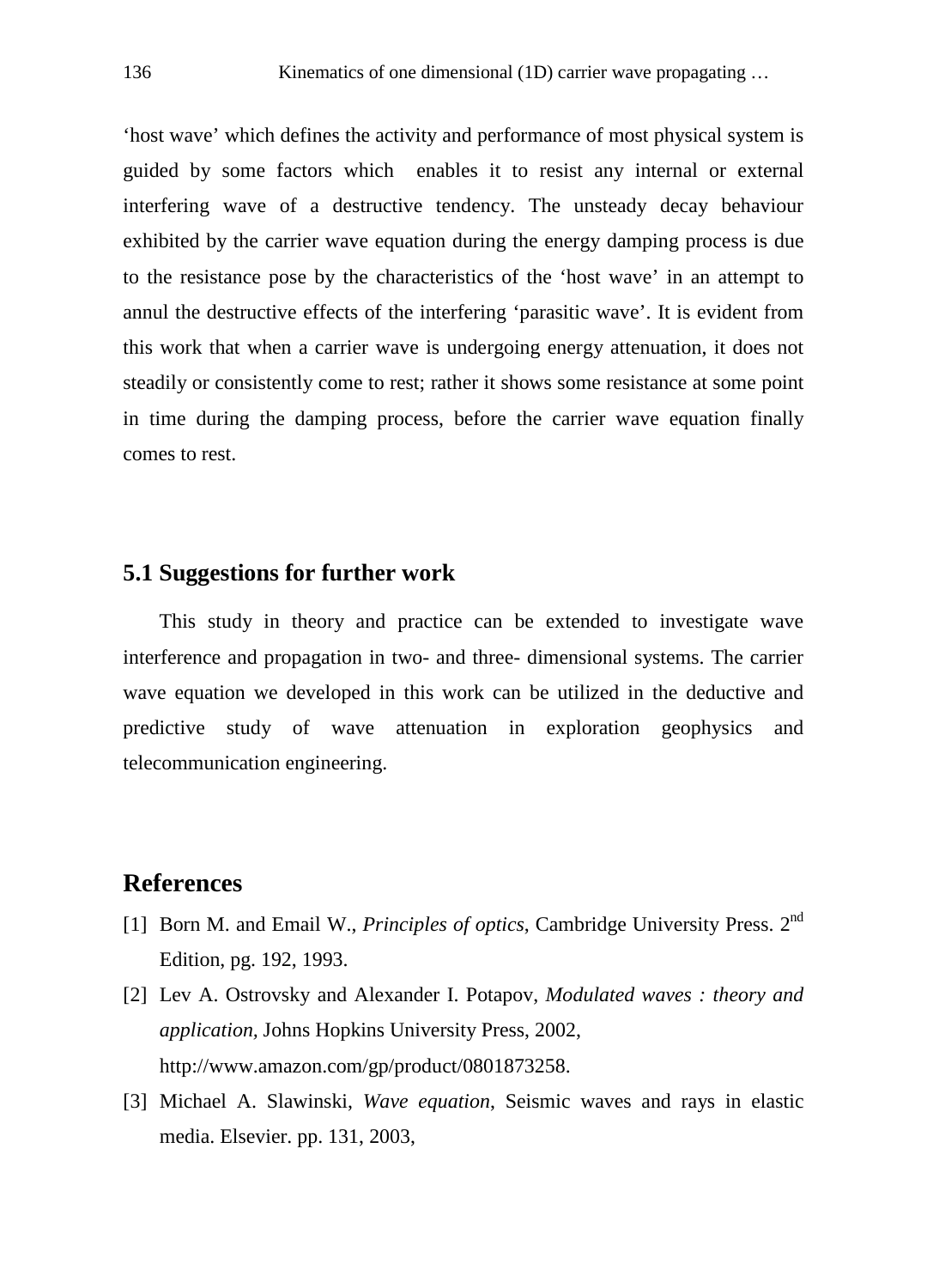‘host wave’ which defines the activity and performance of most physical system is guided by some factors which enables it to resist any internal or external interfering wave of a destructive tendency. The unsteady decay behaviour exhibited by the carrier wave equation during the energy damping process is due to the resistance pose by the characteristics of the ‘host wave’ in an attempt to annul the destructive effects of the interfering ‘parasitic wave’. It is evident from this work that when a carrier wave is undergoing energy attenuation, it does not steadily or consistently come to rest; rather it shows some resistance at some point in time during the damping process, before the carrier wave equation finally comes to rest.

## 5.1 Suggestions for further work

This study in theory and practice can be extended to investigate wave interference and propagation in two- and three- dimensional systems. The carrier wave equation we developed in this work can be utilized in the deductive and predictive study of wave attenuation in exploration geophysics and telecommunication engineering.

# References

[1] Born M. and Email W., *Principles of optics*, Cambridge University Press. 2nd Edition, pg. 192, 1993.

[2] Lev A. Ostrovsky and Alexander I. Potapov, *Modulated waves : theory and application,* Johns Hopkins University Press, 2002, http://www.amazon.com/gp/product/0801873258.

[3] Michael A. Slawinski, *Wave equation*, Seismic waves and rays in elastic media. Elsevier. pp. 131, 2003,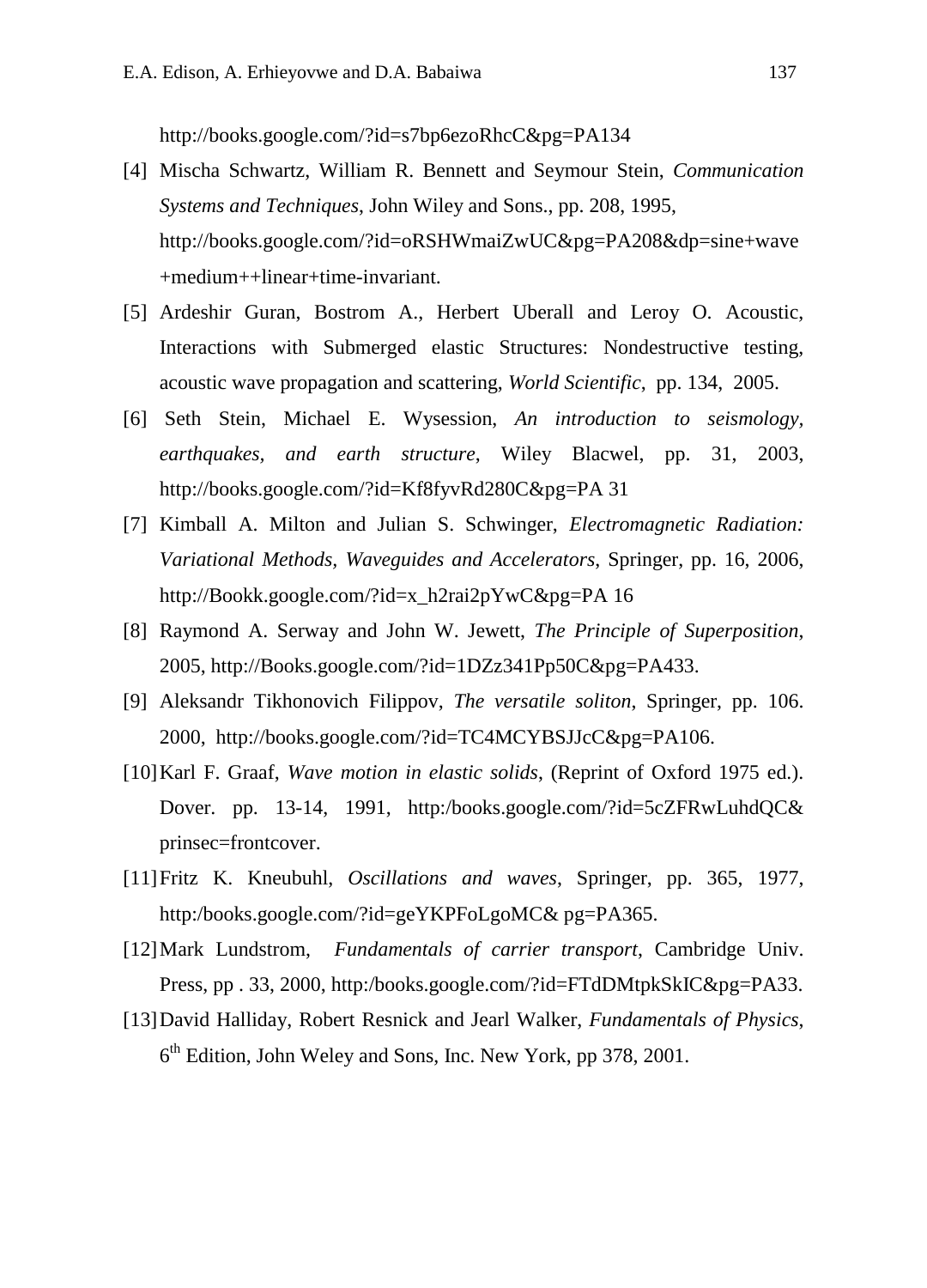http://books.google.com/?id=s7bp6ezoRhcC&pg=PA134

[4] Mischa Schwartz, William R. Bennett and Seymour Stein, *Communication Systems and Techniques*, John Wiley and Sons., pp. 208, 1995, http://books.google.com/?id=oRSHWmaiZwUC&pg=PA208&dp=sine+wave+medium++linear+time-invariant.

[5] Ardeshir Guran, Bostrom A., Herbert Uberall and Leroy O. Acoustic, Interactions with Submerged elastic Structures: Nondestructive testing, acoustic wave propagation and scattering, *World Scientific*, pp. 134, 2005.

[6] Seth Stein, Michael E. Wysession, *An introduction to seismology, earthquakes, and earth structure*, Wiley Blacwel, pp. 31, 2003, http://books.google.com/?id=Kf8fyvRd280C&pg=PA 31

[7] Kimball A. Milton and Julian S. Schwinger, *Electromagnetic Radiation: Variational Methods, Waveguides and Accelerators*, Springer, pp. 16, 2006, http://Bookk.google.com/?id=x_h2rai2pYwC&pg=PA 16

[8] Raymond A. Serway and John W. Jewett, *The Principle of Superposition*, 2005, http://Books.google.com/?id=1DZz341Pp50C&pg=PA433.

[9] Aleksandr Tikhonovich Filippov, *The versatile soliton*, Springer, pp. 106. 2000, http://books.google.com/?id=TC4MCYBSJJcC&pg=PA106.

[10] Karl F. Graaf, *Wave motion in elastic solids*, (Reprint of Oxford 1975 ed.). Dover. pp. 13-14, 1991, http:/books.google.com/?id=5cZFRwLuhdQC&prinsec=frontcover.

[11] Fritz K. Kneubuhl, *Oscillations and waves*, Springer, pp. 365, 1977, http:/books.google.com/?id=geYKPFoLgoMC& pg=PA365.

[12] Mark Lundstrom, *Fundamentals of carrier transport*, Cambridge Univ. Press, pp . 33, 2000, http:/books.google.com/?id=FTdDMtpkSkIC&pg=PA33.

[13] David Halliday, Robert Resnick and Jearl Walker, *Fundamentals of Physics*, 6th Edition, John Weley and Sons, Inc. New York, pp 378, 2001.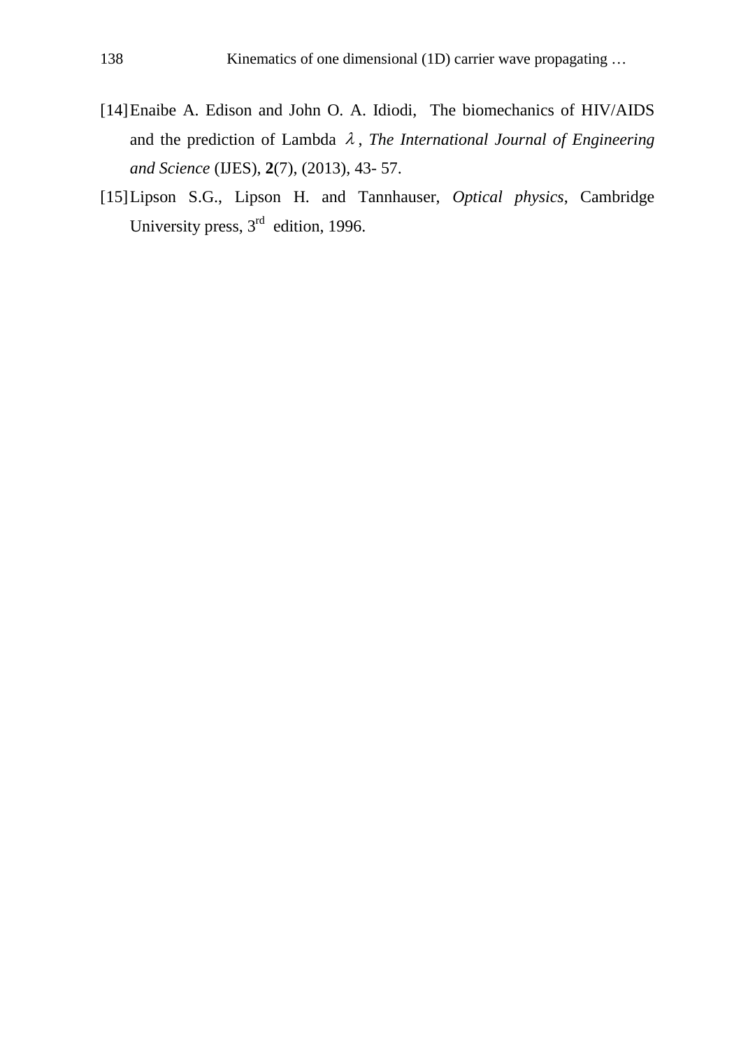[14] Enaibe A. Edison and John O. A. Idiodi, The biomechanics of HIV/AIDS and the prediction of Lambda $\lambda$, *The International Journal of Engineering and Science* (IJES), **2**(7), (2013), 43- 57.

[15] Lipson S.G., Lipson H. and Tannhauser, *Optical physics*, Cambridge University press, 3rd edition, 1996.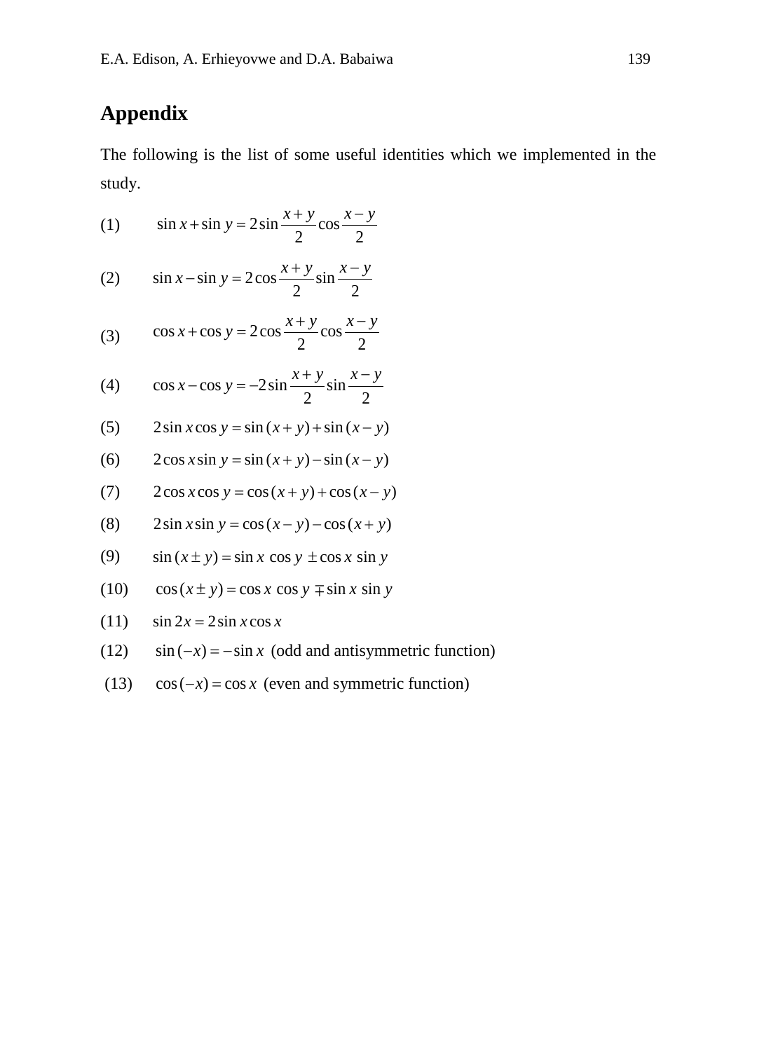## Appendix

The following is the list of some useful identities which we implemented in the study.

(1) $\sin x + \sin y = 2\sin\dfrac{x+y}{2}\cos\dfrac{x-y}{2}$

(2) $\sin x - \sin y = 2\cos\dfrac{x+y}{2}\sin\dfrac{x-y}{2}$

(3) $\cos x + \cos y = 2\cos\dfrac{x+y}{2}\cos\dfrac{x-y}{2}$

(4) $\cos x - \cos y = -2\sin\dfrac{x+y}{2}\sin\dfrac{x-y}{2}$

(5) $2\sin x\cos y = \sin(x+y) + \sin(x-y)$

(6) $2\cos x\sin y = \sin(x+y) - \sin(x-y)$

(7) $2\cos x\cos y = \cos(x+y) + \cos(x-y)$

(8) $2\sin x\sin y = \cos(x-y) - \cos(x+y)$

(9) $\sin(x \pm y) = \sin x \cos y \pm \cos x \sin y$

(10) $\cos(x \pm y) = \cos x \cos y \mp \sin x \sin y$

(11) $\sin 2x = 2\sin x\cos x$

(12) $\sin(-x) = -\sin x$ (odd and antisymmetric function)

(13) $\cos(-x) = \cos x$ (even and symmetric function)